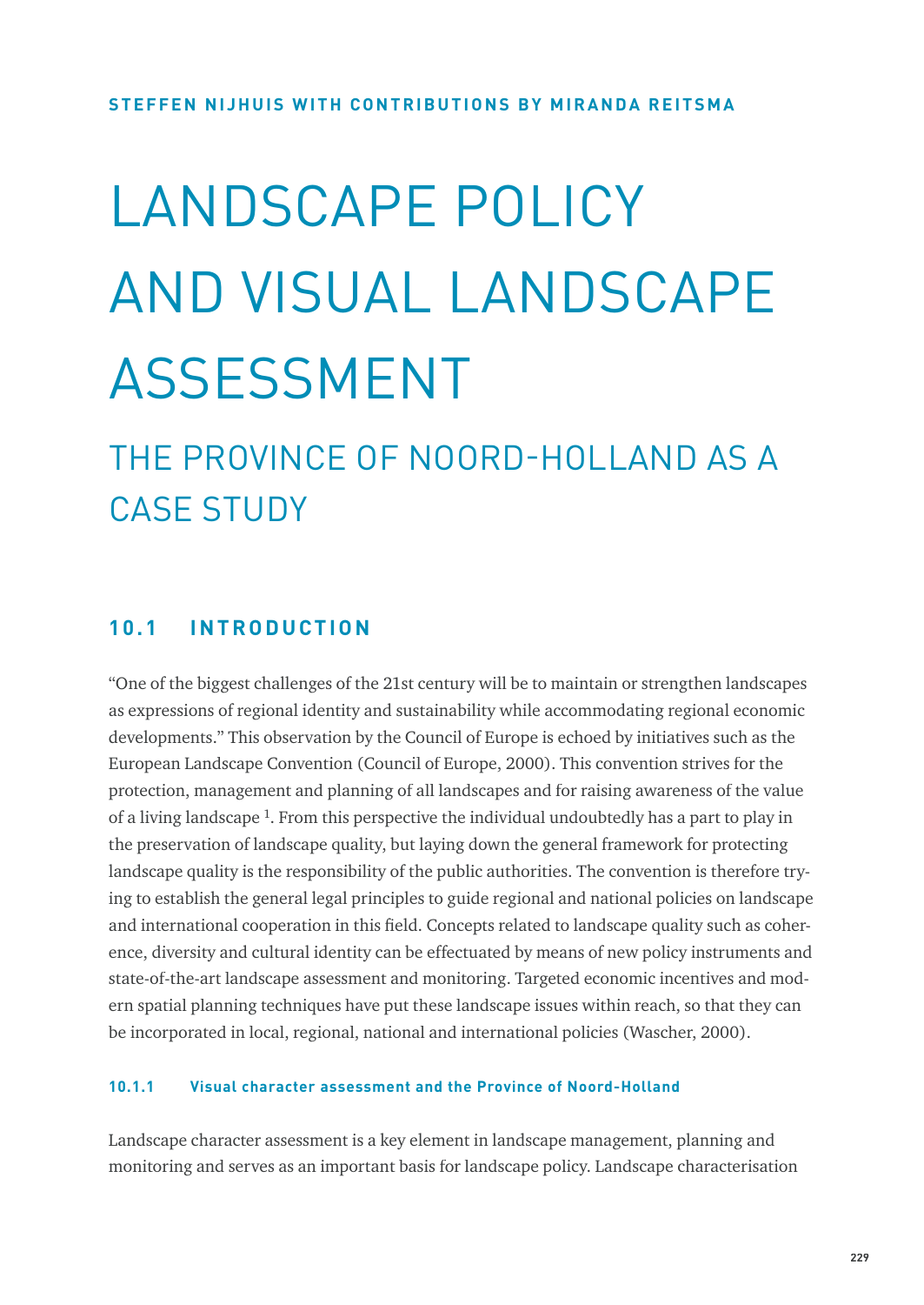STEFFEN NIJHUIS WITH CONTRIBUTIONS BY MIRANDA REITSMA

# LANDSCAPE POLICY AND VISUAL LANDSCAPE ASSESSMENT

## THE PROVINCE OF NOORD-HOLLAND AS A CASE STUDY

## 10.1 INTRODUCTION

"One of the biggest challenges of the 21st century will be to maintain or strengthen landscapes as expressions of regional identity and sustainability while accommodating regional economic developments." This observation by the Council of Europe is echoed by initiatives such as the European Landscape Convention (Council of Europe, 2000). This convention strives for the protection, management and planning of all landscapes and for raising awareness of the value of a living landscape [1]. From this perspective the individual undoubtedly has a part to play in the preservation of landscape quality, but laying down the general framework for protecting landscape quality is the responsibility of the public authorities. The convention is therefore trying to establish the general legal principles to guide regional and national policies on landscape and international cooperation in this field. Concepts related to landscape quality such as coherence, diversity and cultural identity can be effectuated by means of new policy instruments and state-of-the-art landscape assessment and monitoring. Targeted economic incentives and modern spatial planning techniques have put these landscape issues within reach, so that they can be incorporated in local, regional, national and international policies (Wascher, 2000).

### 10.1.1 Visual character assessment and the Province of Noord-Holland

Landscape character assessment is a key element in landscape management, planning and monitoring and serves as an important basis for landscape policy. Landscape characterisation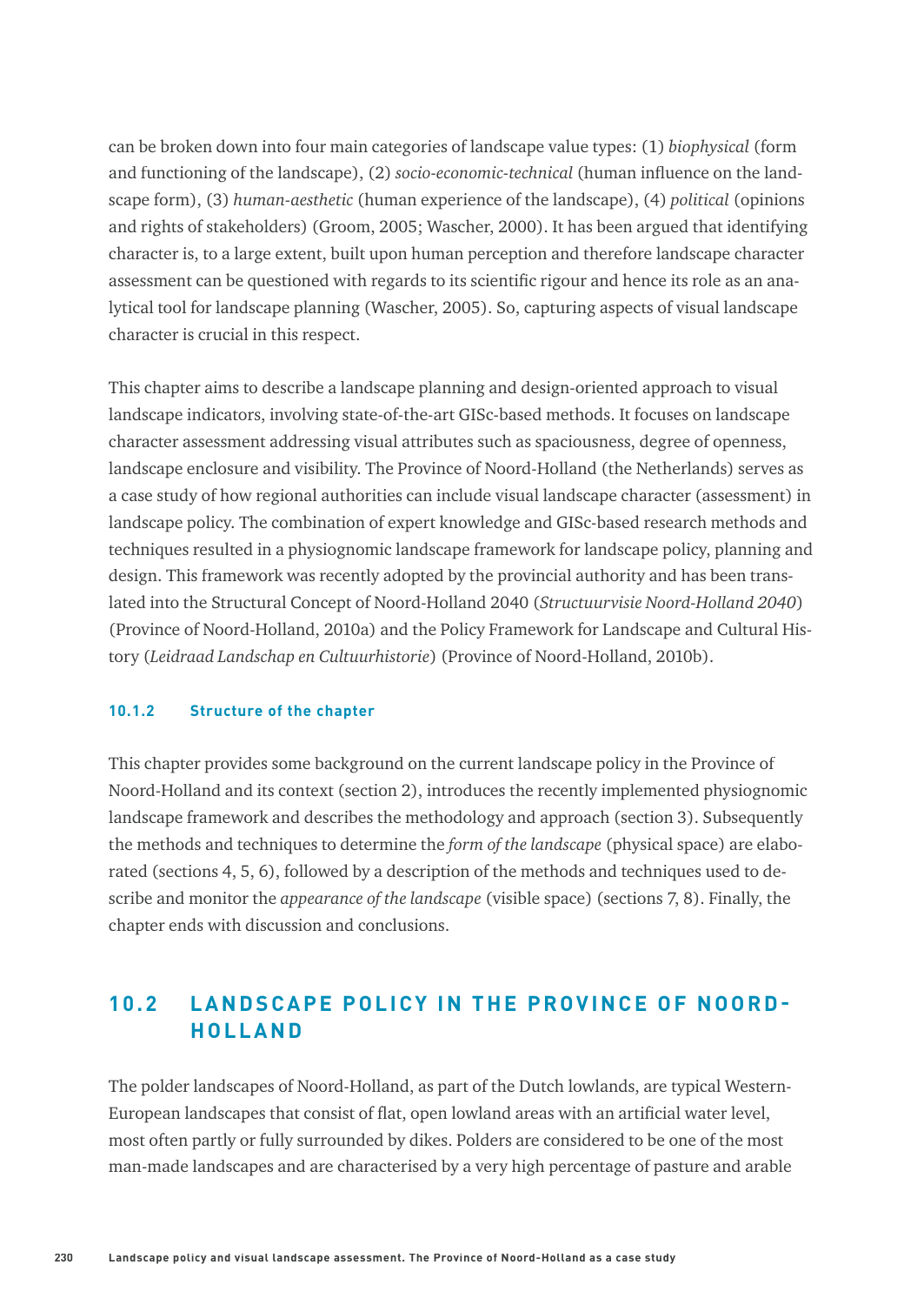can be broken down into four main categories of landscape value types: (1) *biophysical* (form and functioning of the landscape), (2) *socio-economic-technical* (human influence on the landscape form), (3) *human-aesthetic* (human experience of the landscape), (4) *political* (opinions and rights of stakeholders) (Groom, 2005; Wascher, 2000). It has been argued that identifying character is, to a large extent, built upon human perception and therefore landscape character assessment can be questioned with regards to its scientific rigour and hence its role as an analytical tool for landscape planning (Wascher, 2005). So, capturing aspects of visual landscape character is crucial in this respect.

This chapter aims to describe a landscape planning and design-oriented approach to visual landscape indicators, involving state-of-the-art GISc-based methods. It focuses on landscape character assessment addressing visual attributes such as spaciousness, degree of openness, landscape enclosure and visibility. The Province of Noord-Holland (the Netherlands) serves as a case study of how regional authorities can include visual landscape character (assessment) in landscape policy. The combination of expert knowledge and GISc-based research methods and techniques resulted in a physiognomic landscape framework for landscape policy, planning and design. This framework was recently adopted by the provincial authority and has been translated into the Structural Concept of Noord-Holland 2040 (*Structuurvisie Noord-Holland 2040*) (Province of Noord-Holland, 2010a) and the Policy Framework for Landscape and Cultural History (*Leidraad Landschap en Cultuurhistorie*) (Province of Noord-Holland, 2010b).

### 10.1.2 Structure of the chapter

This chapter provides some background on the current landscape policy in the Province of Noord-Holland and its context (section 2), introduces the recently implemented physiognomic landscape framework and describes the methodology and approach (section 3). Subsequently the methods and techniques to determine the *form of the landscape* (physical space) are elaborated (sections 4, 5, 6), followed by a description of the methods and techniques used to describe and monitor the *appearance of the landscape* (visible space) (sections 7, 8). Finally, the chapter ends with discussion and conclusions.

## 10.2 LANDSCAPE POLICY IN THE PROVINCE OF NOORD-HOLLAND

The polder landscapes of Noord-Holland, as part of the Dutch lowlands, are typical Western-European landscapes that consist of flat, open lowland areas with an artificial water level, most often partly or fully surrounded by dikes. Polders are considered to be one of the most man-made landscapes and are characterised by a very high percentage of pasture and arable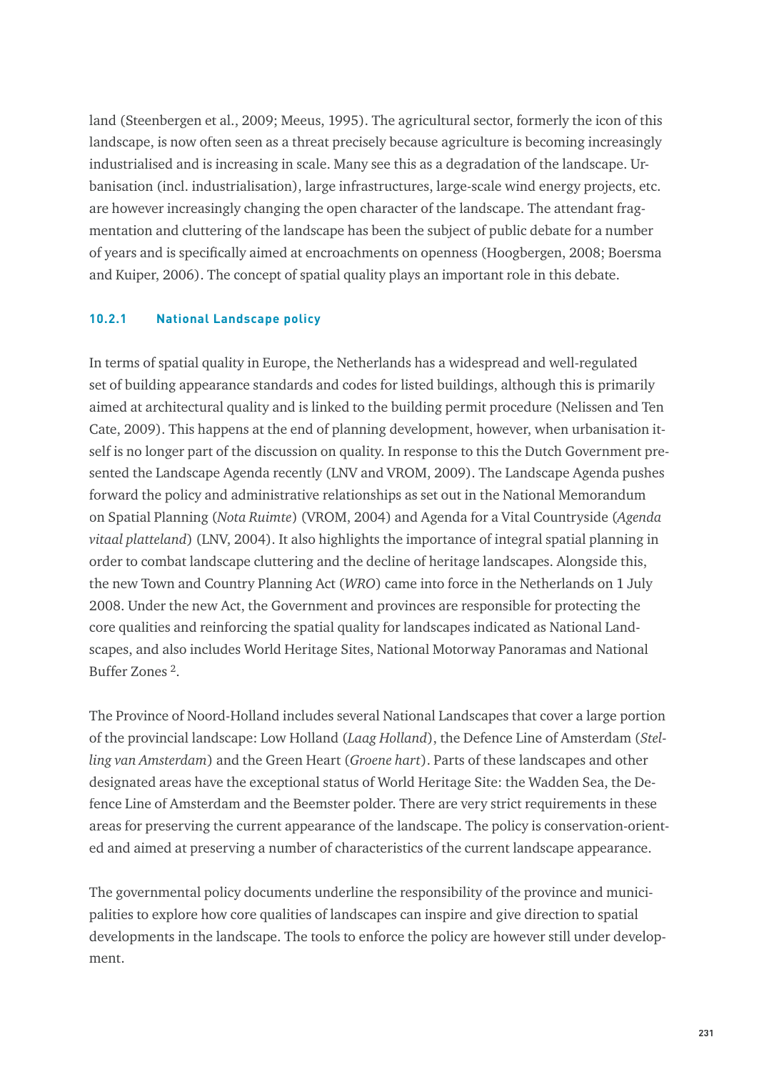land (Steenbergen et al., 2009; Meeus, 1995). The agricultural sector, formerly the icon of this landscape, is now often seen as a threat precisely because agriculture is becoming increasingly industrialised and is increasing in scale. Many see this as a degradation of the landscape. Urbanisation (incl. industrialisation), large infrastructures, large-scale wind energy projects, etc. are however increasingly changing the open character of the landscape. The attendant fragmentation and cluttering of the landscape has been the subject of public debate for a number of years and is specifically aimed at encroachments on openness (Hoogbergen, 2008; Boersma and Kuiper, 2006). The concept of spatial quality plays an important role in this debate.

### 10.2.1 National Landscape policy

In terms of spatial quality in Europe, the Netherlands has a widespread and well-regulated set of building appearance standards and codes for listed buildings, although this is primarily aimed at architectural quality and is linked to the building permit procedure (Nelissen and Ten Cate, 2009). This happens at the end of planning development, however, when urbanisation itself is no longer part of the discussion on quality. In response to this the Dutch Government presented the Landscape Agenda recently (LNV and VROM, 2009). The Landscape Agenda pushes forward the policy and administrative relationships as set out in the National Memorandum on Spatial Planning (*Nota Ruimte*) (VROM, 2004) and Agenda for a Vital Countryside (*Agenda vitaal platteland*) (LNV, 2004). It also highlights the importance of integral spatial planning in order to combat landscape cluttering and the decline of heritage landscapes. Alongside this, the new Town and Country Planning Act (*WRO*) came into force in the Netherlands on 1 July 2008. Under the new Act, the Government and provinces are responsible for protecting the core qualities and reinforcing the spatial quality for landscapes indicated as National Landscapes, and also includes World Heritage Sites, National Motorway Panoramas and National Buffer Zones [2].

The Province of Noord-Holland includes several National Landscapes that cover a large portion of the provincial landscape: Low Holland (*Laag Holland*), the Defence Line of Amsterdam (*Stelling van Amsterdam*) and the Green Heart (*Groene hart*). Parts of these landscapes and other designated areas have the exceptional status of World Heritage Site: the Wadden Sea, the Defence Line of Amsterdam and the Beemster polder. There are very strict requirements in these areas for preserving the current appearance of the landscape. The policy is conservation-oriented and aimed at preserving a number of characteristics of the current landscape appearance.

The governmental policy documents underline the responsibility of the province and municipalities to explore how core qualities of landscapes can inspire and give direction to spatial developments in the landscape. The tools to enforce the policy are however still under development.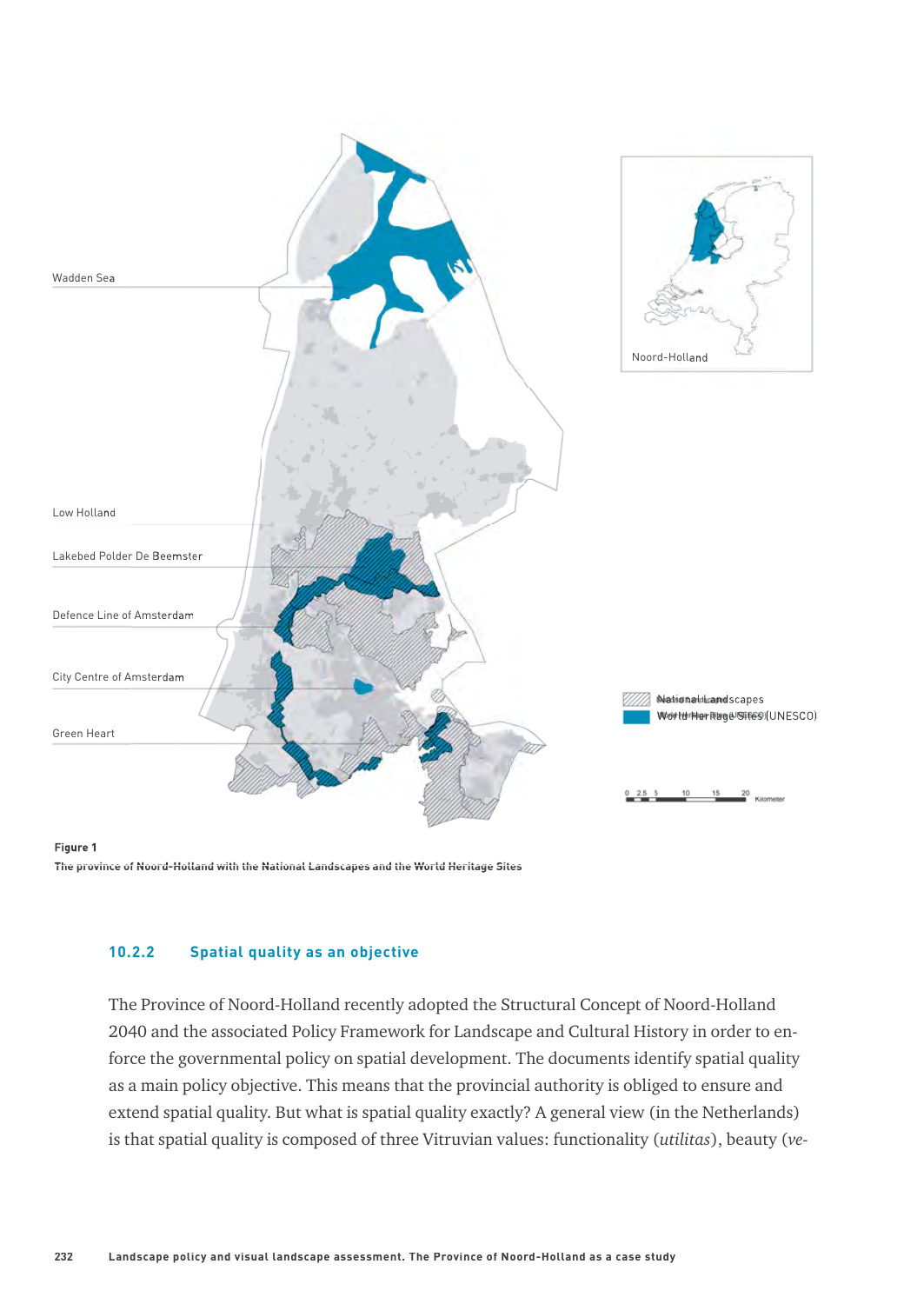Wadden Sea

Low Holland

Lakebed Polder De Beemster

Defence Line of Amsterdam

City Centre of Amsterdam

Green Heart

Noord-Holland

National Landscapes

World Heritage Sites (UNESCO)

0 2.5 5 10 15 20 Kilometer

**Figure 1**

The province of Noord-Holland with the National Landscapes and the World Heritage Sites

### 10.2.2 Spatial quality as an objective

The Province of Noord-Holland recently adopted the Structural Concept of Noord-Holland 2040 and the associated Policy Framework for Landscape and Cultural History in order to enforce the governmental policy on spatial development. The documents identify spatial quality as a main policy objective. This means that the provincial authority is obliged to ensure and extend spatial quality. But what is spatial quality exactly? A general view (in the Netherlands) is that spatial quality is composed of three Vitruvian values: functionality (*utilitas*), beauty (*ve-*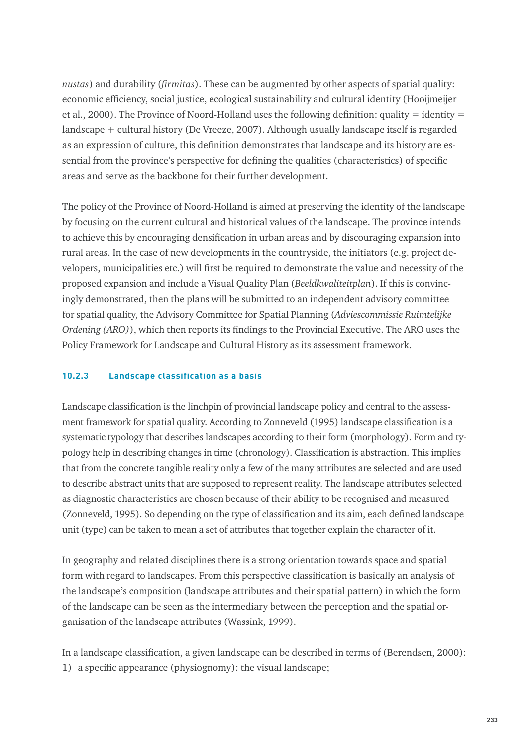*nustas*) and durability (*firmitas*). These can be augmented by other aspects of spatial quality: economic efficiency, social justice, ecological sustainability and cultural identity (Hooijmeijer et al., 2000). The Province of Noord-Holland uses the following definition: quality = identity = landscape + cultural history (De Vreeze, 2007). Although usually landscape itself is regarded as an expression of culture, this definition demonstrates that landscape and its history are essential from the province's perspective for defining the qualities (characteristics) of specific areas and serve as the backbone for their further development.

The policy of the Province of Noord-Holland is aimed at preserving the identity of the landscape by focusing on the current cultural and historical values of the landscape. The province intends to achieve this by encouraging densification in urban areas and by discouraging expansion into rural areas. In the case of new developments in the countryside, the initiators (e.g. project developers, municipalities etc.) will first be required to demonstrate the value and necessity of the proposed expansion and include a Visual Quality Plan (*Beeldkwaliteitplan*). If this is convincingly demonstrated, then the plans will be submitted to an independent advisory committee for spatial quality, the Advisory Committee for Spatial Planning (*Adviescommissie Ruimtelijke Ordening (ARO)*), which then reports its findings to the Provincial Executive. The ARO uses the Policy Framework for Landscape and Cultural History as its assessment framework.

### 10.2.3 Landscape classification as a basis

Landscape classification is the linchpin of provincial landscape policy and central to the assessment framework for spatial quality. According to Zonneveld (1995) landscape classification is a systematic typology that describes landscapes according to their form (morphology). Form and typology help in describing changes in time (chronology). Classification is abstraction. This implies that from the concrete tangible reality only a few of the many attributes are selected and are used to describe abstract units that are supposed to represent reality. The landscape attributes selected as diagnostic characteristics are chosen because of their ability to be recognised and measured (Zonneveld, 1995). So depending on the type of classification and its aim, each defined landscape unit (type) can be taken to mean a set of attributes that together explain the character of it.

In geography and related disciplines there is a strong orientation towards space and spatial form with regard to landscapes. From this perspective classification is basically an analysis of the landscape's composition (landscape attributes and their spatial pattern) in which the form of the landscape can be seen as the intermediary between the perception and the spatial organisation of the landscape attributes (Wassink, 1999).

In a landscape classification, a given landscape can be described in terms of (Berendsen, 2000):

1) a specific appearance (physiognomy): the visual landscape;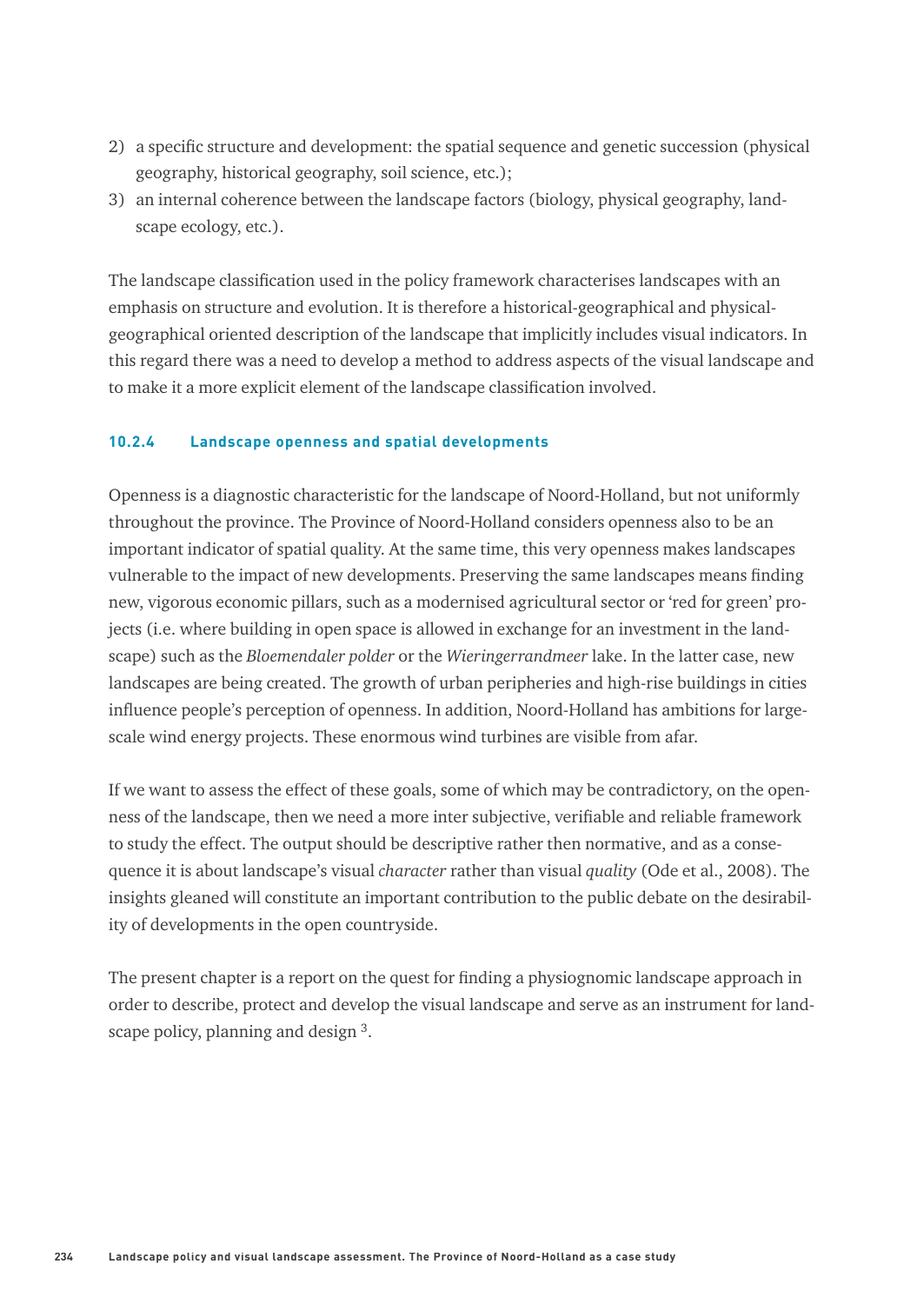2) a specific structure and development: the spatial sequence and genetic succession (physical geography, historical geography, soil science, etc.);
3) an internal coherence between the landscape factors (biology, physical geography, landscape ecology, etc.).

The landscape classification used in the policy framework characterises landscapes with an emphasis on structure and evolution. It is therefore a historical-geographical and physical-geographical oriented description of the landscape that implicitly includes visual indicators. In this regard there was a need to develop a method to address aspects of the visual landscape and to make it a more explicit element of the landscape classification involved.

#### 10.2.4 Landscape openness and spatial developments

Openness is a diagnostic characteristic for the landscape of Noord-Holland, but not uniformly throughout the province. The Province of Noord-Holland considers openness also to be an important indicator of spatial quality. At the same time, this very openness makes landscapes vulnerable to the impact of new developments. Preserving the same landscapes means finding new, vigorous economic pillars, such as a modernised agricultural sector or 'red for green' projects (i.e. where building in open space is allowed in exchange for an investment in the landscape) such as the *Bloemendaler polder* or the *Wieringerrandmeer* lake. In the latter case, new landscapes are being created. The growth of urban peripheries and high-rise buildings in cities influence people's perception of openness. In addition, Noord-Holland has ambitions for large-scale wind energy projects. These enormous wind turbines are visible from afar.

If we want to assess the effect of these goals, some of which may be contradictory, on the openness of the landscape, then we need a more inter subjective, verifiable and reliable framework to study the effect. The output should be descriptive rather then normative, and as a consequence it is about landscape's visual *character* rather than visual *quality* (Ode et al., 2008). The insights gleaned will constitute an important contribution to the public debate on the desirability of developments in the open countryside.

The present chapter is a report on the quest for finding a physiognomic landscape approach in order to describe, protect and develop the visual landscape and serve as an instrument for landscape policy, planning and design [3].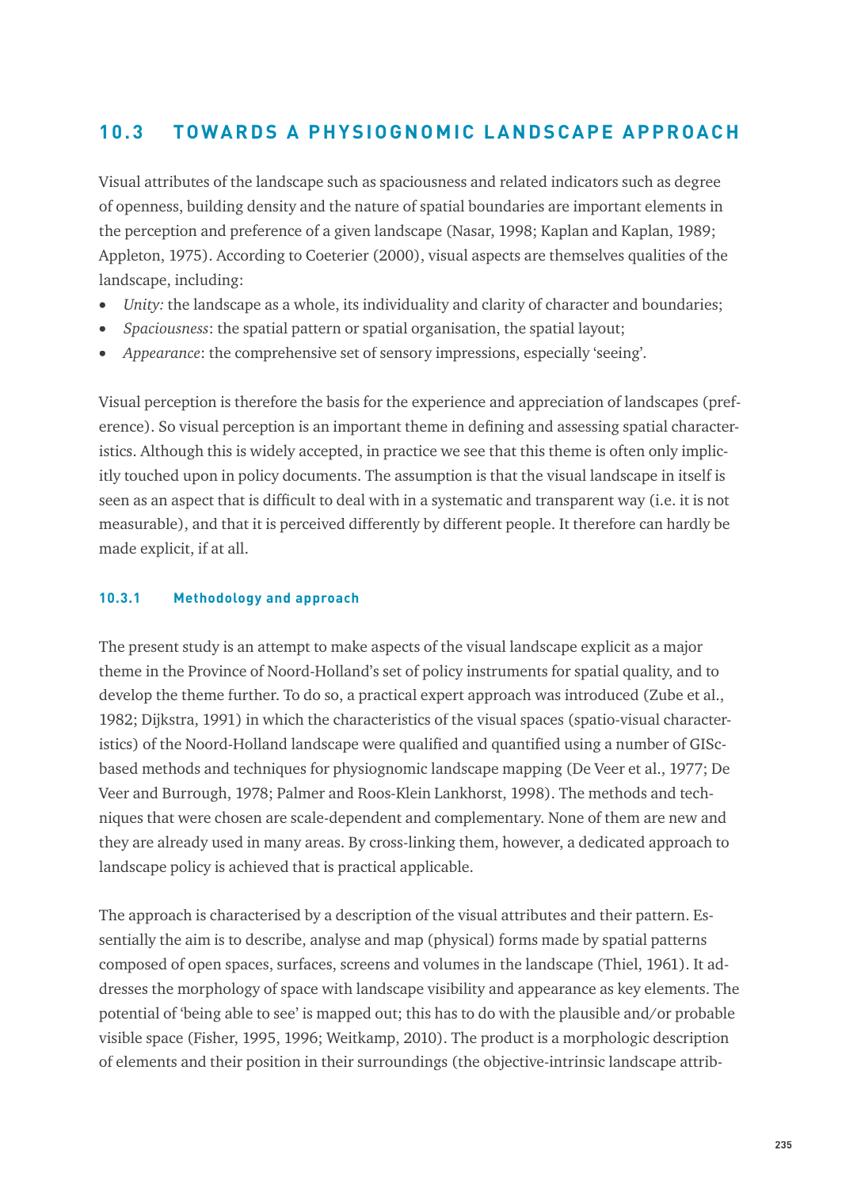## 10.3 TOWARDS A PHYSIOGNOMIC LANDSCAPE APPROACH

Visual attributes of the landscape such as spaciousness and related indicators such as degree of openness, building density and the nature of spatial boundaries are important elements in the perception and preference of a given landscape (Nasar, 1998; Kaplan and Kaplan, 1989; Appleton, 1975). According to Coeterier (2000), visual aspects are themselves qualities of the landscape, including:

- *Unity:* the landscape as a whole, its individuality and clarity of character and boundaries;
- *Spaciousness*: the spatial pattern or spatial organisation, the spatial layout;
- *Appearance*: the comprehensive set of sensory impressions, especially 'seeing'.

Visual perception is therefore the basis for the experience and appreciation of landscapes (preference). So visual perception is an important theme in defining and assessing spatial characteristics. Although this is widely accepted, in practice we see that this theme is often only implicitly touched upon in policy documents. The assumption is that the visual landscape in itself is seen as an aspect that is difficult to deal with in a systematic and transparent way (i.e. it is not measurable), and that it is perceived differently by different people. It therefore can hardly be made explicit, if at all.

### 10.3.1 Methodology and approach

The present study is an attempt to make aspects of the visual landscape explicit as a major theme in the Province of Noord-Holland's set of policy instruments for spatial quality, and to develop the theme further. To do so, a practical expert approach was introduced (Zube et al., 1982; Dijkstra, 1991) in which the characteristics of the visual spaces (spatio-visual characteristics) of the Noord-Holland landscape were qualified and quantified using a number of GISc-based methods and techniques for physiognomic landscape mapping (De Veer et al., 1977; De Veer and Burrough, 1978; Palmer and Roos-Klein Lankhorst, 1998). The methods and techniques that were chosen are scale-dependent and complementary. None of them are new and they are already used in many areas. By cross-linking them, however, a dedicated approach to landscape policy is achieved that is practical applicable.

The approach is characterised by a description of the visual attributes and their pattern. Essentially the aim is to describe, analyse and map (physical) forms made by spatial patterns composed of open spaces, surfaces, screens and volumes in the landscape (Thiel, 1961). It addresses the morphology of space with landscape visibility and appearance as key elements. The potential of 'being able to see' is mapped out; this has to do with the plausible and/or probable visible space (Fisher, 1995, 1996; Weitkamp, 2010). The product is a morphologic description of elements and their position in their surroundings (the objective-intrinsic landscape attrib-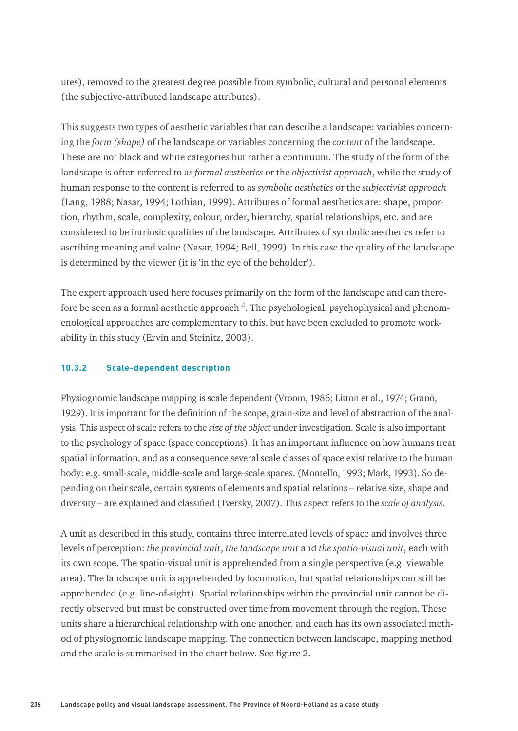utes), removed to the greatest degree possible from symbolic, cultural and personal elements (the subjective-attributed landscape attributes).

This suggests two types of aesthetic variables that can describe a landscape: variables concerning the *form (shape)* of the landscape or variables concerning the *content* of the landscape. These are not black and white categories but rather a continuum. The study of the form of the landscape is often referred to as *formal aesthetics* or the *objectivist approach*, while the study of human response to the content is referred to as *symbolic aesthetics* or the *subjectivist approach* (Lang, 1988; Nasar, 1994; Lothian, 1999). Attributes of formal aesthetics are: shape, proportion, rhythm, scale, complexity, colour, order, hierarchy, spatial relationships, etc. and are considered to be intrinsic qualities of the landscape. Attributes of symbolic aesthetics refer to ascribing meaning and value (Nasar, 1994; Bell, 1999). In this case the quality of the landscape is determined by the viewer (it is 'in the eye of the beholder').

The expert approach used here focuses primarily on the form of the landscape and can therefore be seen as a formal aesthetic approach [4]. The psychological, psychophysical and phenomenological approaches are complementary to this, but have been excluded to promote workability in this study (Ervin and Steinitz, 2003).

### 10.3.2 Scale-dependent description

Physiognomic landscape mapping is scale dependent (Vroom, 1986; Litton et al., 1974; Granö, 1929). It is important for the definition of the scope, grain-size and level of abstraction of the analysis. This aspect of scale refers to the *size of the object* under investigation. Scale is also important to the psychology of space (space conceptions). It has an important influence on how humans treat spatial information, and as a consequence several scale classes of space exist relative to the human body: e.g. small-scale, middle-scale and large-scale spaces. (Montello, 1993; Mark, 1993). So depending on their scale, certain systems of elements and spatial relations – relative size, shape and diversity – are explained and classified (Tversky, 2007). This aspect refers to the *scale of analysis*.

A unit as described in this study, contains three interrelated levels of space and involves three levels of perception: *the provincial unit*, *the landscape unit* and *the spatio-visual unit*, each with its own scope. The spatio-visual unit is apprehended from a single perspective (e.g. viewable area). The landscape unit is apprehended by locomotion, but spatial relationships can still be apprehended (e.g. line-of-sight). Spatial relationships within the provincial unit cannot be directly observed but must be constructed over time from movement through the region. These units share a hierarchical relationship with one another, and each has its own associated method of physiognomic landscape mapping. The connection between landscape, mapping method and the scale is summarised in the chart below. See figure 2.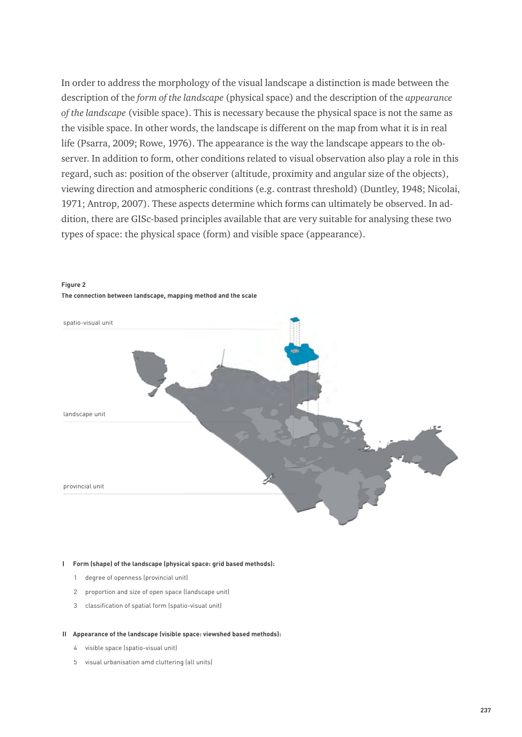In order to address the morphology of the visual landscape a distinction is made between the description of the *form of the landscape* (physical space) and the description of the *appearance of the landscape* (visible space). This is necessary because the physical space is not the same as the visible space. In other words, the landscape is different on the map from what it is in real life (Psarra, 2009; Rowe, 1976). The appearance is the way the landscape appears to the observer. In addition to form, other conditions related to visual observation also play a role in this regard, such as: position of the observer (altitude, proximity and angular size of the objects), viewing direction and atmospheric conditions (e.g. contrast threshold) (Duntley, 1948; Nicolai, 1971; Antrop, 2007). These aspects determine which forms can ultimately be observed. In addition, there are GISc-based principles available that are very suitable for analysing these two types of space: the physical space (form) and visible space (appearance).

**Figure 2**
**The connection between landscape, mapping method and the scale**

spatio-visual unit

landscape unit

provincial unit

**I Form (shape) of the landscape (physical space: grid based methods):**

1. degree of openness (provincial unit)
2. proportion and size of open space (landscape unit)
3. classification of spatial form (spatio-visual unit)

**II Appearance of the landscape (visible space: viewshed based methods):**

4. visible space (spatio-visual unit)
5. visual urbanisation amd cluttering (all units)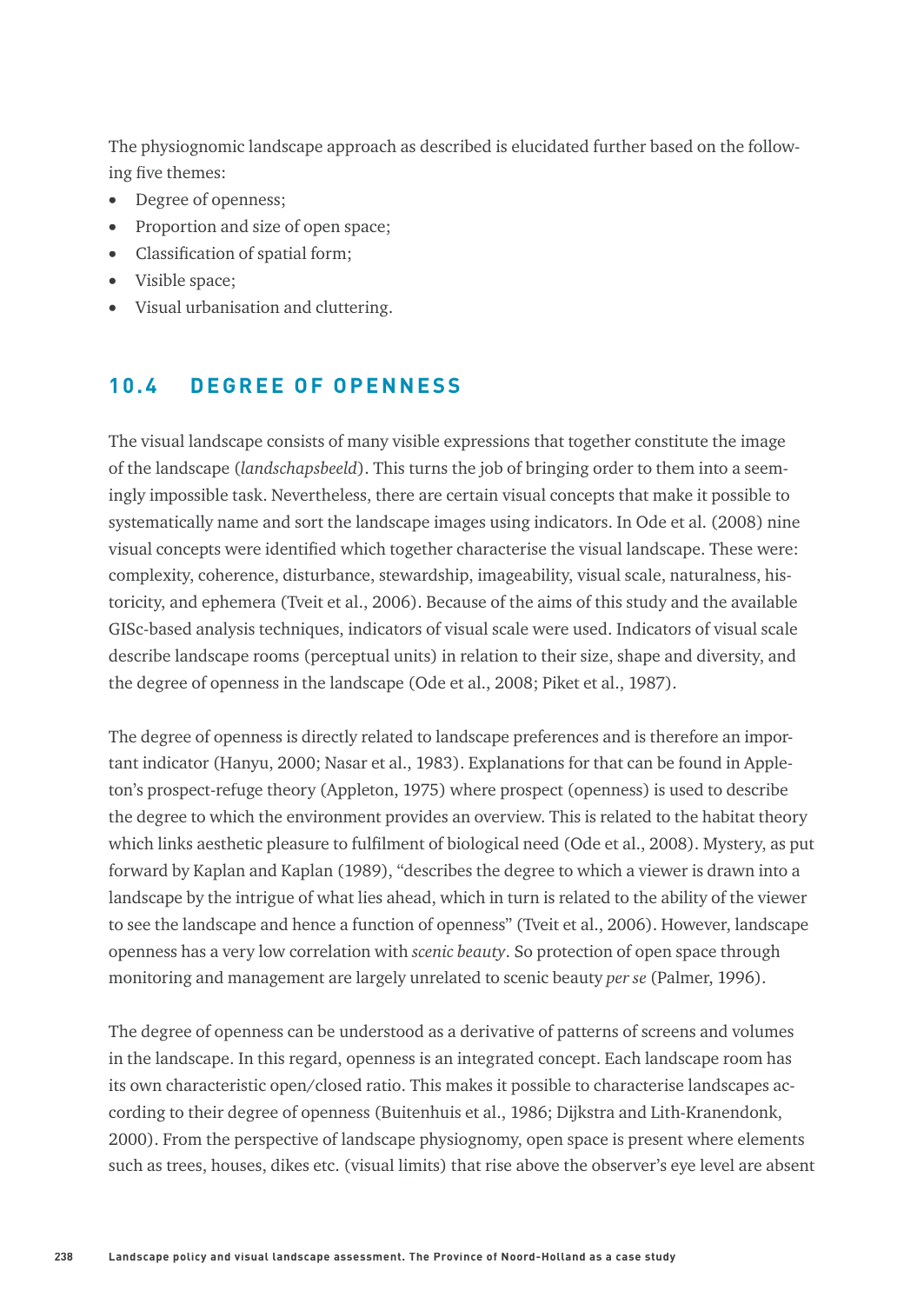The physiognomic landscape approach as described is elucidated further based on the following five themes:

- Degree of openness;
- Proportion and size of open space;
- Classification of spatial form;
- Visible space;
- Visual urbanisation and cluttering.

## 10.4 DEGREE OF OPENNESS

The visual landscape consists of many visible expressions that together constitute the image of the landscape (*landschapsbeeld*). This turns the job of bringing order to them into a seemingly impossible task. Nevertheless, there are certain visual concepts that make it possible to systematically name and sort the landscape images using indicators. In Ode et al. (2008) nine visual concepts were identified which together characterise the visual landscape. These were: complexity, coherence, disturbance, stewardship, imageability, visual scale, naturalness, historicity, and ephemera (Tveit et al., 2006). Because of the aims of this study and the available GISc-based analysis techniques, indicators of visual scale were used. Indicators of visual scale describe landscape rooms (perceptual units) in relation to their size, shape and diversity, and the degree of openness in the landscape (Ode et al., 2008; Piket et al., 1987).

The degree of openness is directly related to landscape preferences and is therefore an important indicator (Hanyu, 2000; Nasar et al., 1983). Explanations for that can be found in Appleton's prospect-refuge theory (Appleton, 1975) where prospect (openness) is used to describe the degree to which the environment provides an overview. This is related to the habitat theory which links aesthetic pleasure to fulfilment of biological need (Ode et al., 2008). Mystery, as put forward by Kaplan and Kaplan (1989), "describes the degree to which a viewer is drawn into a landscape by the intrigue of what lies ahead, which in turn is related to the ability of the viewer to see the landscape and hence a function of openness" (Tveit et al., 2006). However, landscape openness has a very low correlation with *scenic beauty*. So protection of open space through monitoring and management are largely unrelated to scenic beauty *per se* (Palmer, 1996).

The degree of openness can be understood as a derivative of patterns of screens and volumes in the landscape. In this regard, openness is an integrated concept. Each landscape room has its own characteristic open/closed ratio. This makes it possible to characterise landscapes according to their degree of openness (Buitenhuis et al., 1986; Dijkstra and Lith-Kranendonk, 2000). From the perspective of landscape physiognomy, open space is present where elements such as trees, houses, dikes etc. (visual limits) that rise above the observer's eye level are absent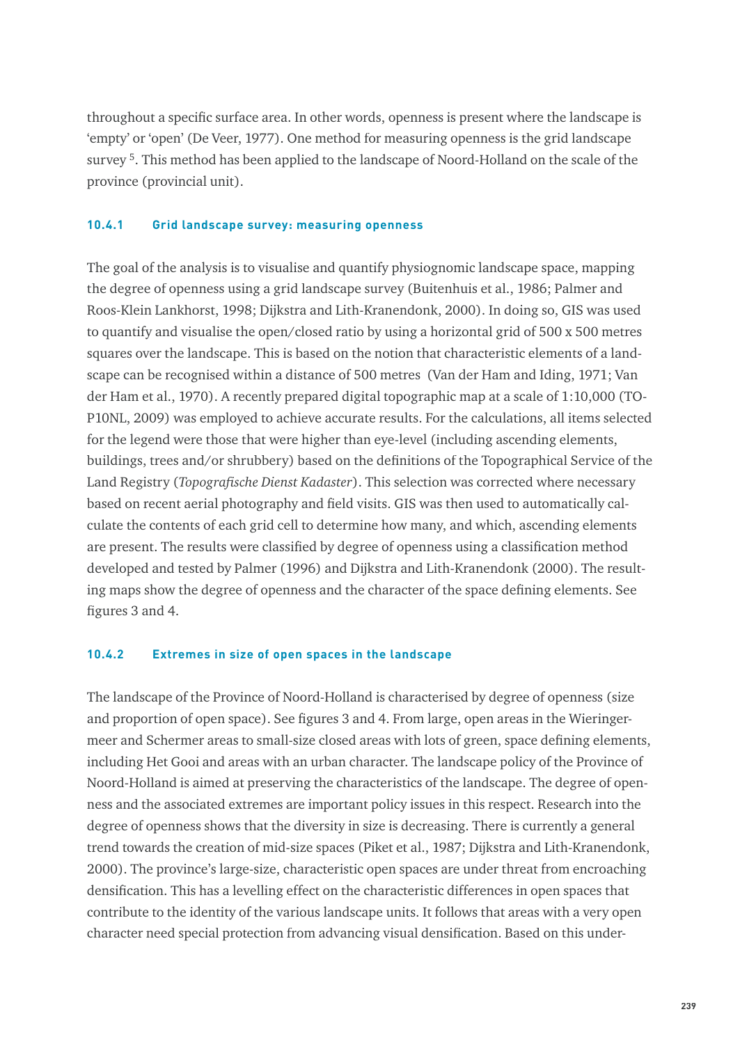throughout a specific surface area. In other words, openness is present where the landscape is 'empty' or 'open' (De Veer, 1977). One method for measuring openness is the grid landscape survey [5]. This method has been applied to the landscape of Noord-Holland on the scale of the province (provincial unit).

### 10.4.1 Grid landscape survey: measuring openness

The goal of the analysis is to visualise and quantify physiognomic landscape space, mapping the degree of openness using a grid landscape survey (Buitenhuis et al., 1986; Palmer and Roos-Klein Lankhorst, 1998; Dijkstra and Lith-Kranendonk, 2000). In doing so, GIS was used to quantify and visualise the open/closed ratio by using a horizontal grid of 500 x 500 metres squares over the landscape. This is based on the notion that characteristic elements of a landscape can be recognised within a distance of 500 metres (Van der Ham and Iding, 1971; Van der Ham et al., 1970). A recently prepared digital topographic map at a scale of 1:10,000 (TOP10NL, 2009) was employed to achieve accurate results. For the calculations, all items selected for the legend were those that were higher than eye-level (including ascending elements, buildings, trees and/or shrubbery) based on the definitions of the Topographical Service of the Land Registry (*Topografische Dienst Kadaster*). This selection was corrected where necessary based on recent aerial photography and field visits. GIS was then used to automatically calculate the contents of each grid cell to determine how many, and which, ascending elements are present. The results were classified by degree of openness using a classification method developed and tested by Palmer (1996) and Dijkstra and Lith-Kranendonk (2000). The resulting maps show the degree of openness and the character of the space defining elements. See figures 3 and 4.

### 10.4.2 Extremes in size of open spaces in the landscape

The landscape of the Province of Noord-Holland is characterised by degree of openness (size and proportion of open space). See figures 3 and 4. From large, open areas in the Wieringermeer and Schermer areas to small-size closed areas with lots of green, space defining elements, including Het Gooi and areas with an urban character. The landscape policy of the Province of Noord-Holland is aimed at preserving the characteristics of the landscape. The degree of openness and the associated extremes are important policy issues in this respect. Research into the degree of openness shows that the diversity in size is decreasing. There is currently a general trend towards the creation of mid-size spaces (Piket et al., 1987; Dijkstra and Lith-Kranendonk, 2000). The province's large-size, characteristic open spaces are under threat from encroaching densification. This has a levelling effect on the characteristic differences in open spaces that contribute to the identity of the various landscape units. It follows that areas with a very open character need special protection from advancing visual densification. Based on this under-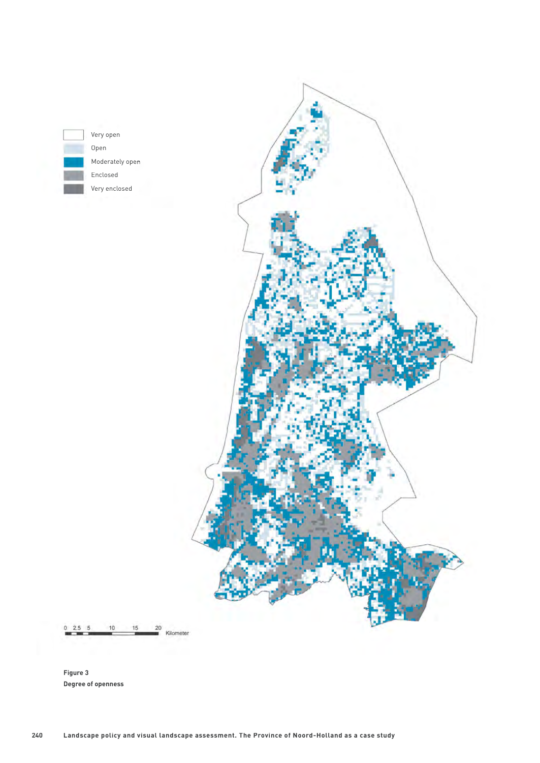**Figure 3**
**Degree of openness**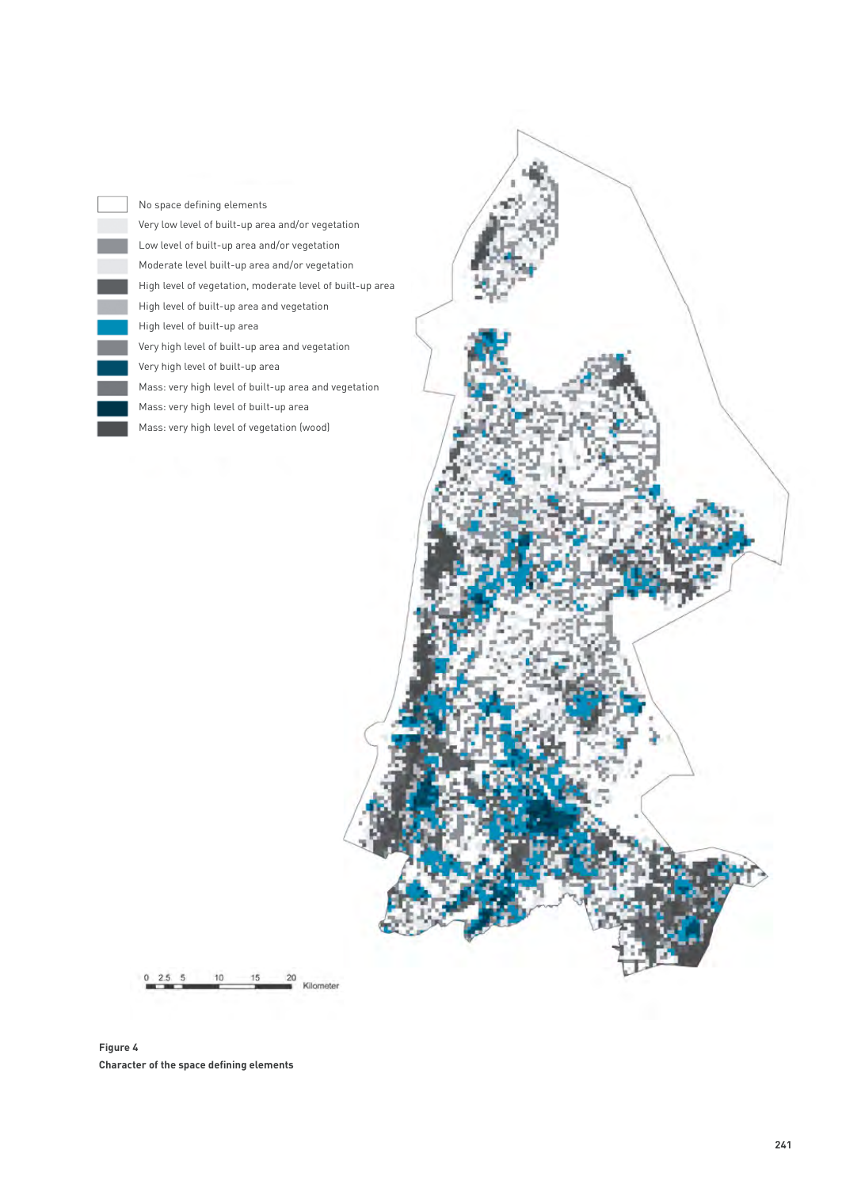No space defining elements

Very low level of built-up area and/or vegetation

Low level of built-up area and/or vegetation

Moderate level built-up area and/or vegetation

High level of vegetation, moderate level of built-up area

High level of built-up area and vegetation

High level of built-up area

Very high level of built-up area and vegetation

Very high level of built-up area

Mass: very high level of built-up area and vegetation

Mass: very high level of built-up area

Mass: very high level of vegetation (wood)

0 2.5 5 10 15 20 Kilometer

**Figure 4**
**Character of the space defining elements**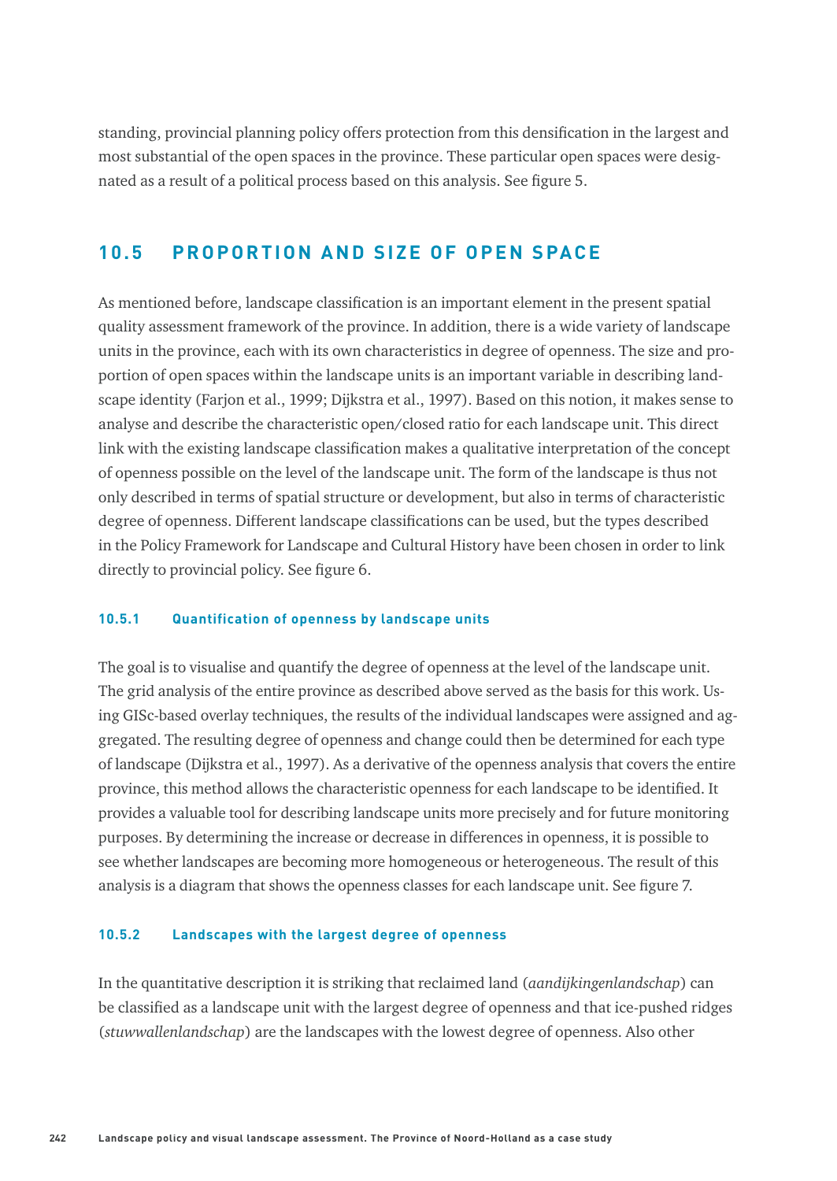standing, provincial planning policy offers protection from this densification in the largest and most substantial of the open spaces in the province. These particular open spaces were designated as a result of a political process based on this analysis. See figure 5.

## 10.5 PROPORTION AND SIZE OF OPEN SPACE

As mentioned before, landscape classification is an important element in the present spatial quality assessment framework of the province. In addition, there is a wide variety of landscape units in the province, each with its own characteristics in degree of openness. The size and proportion of open spaces within the landscape units is an important variable in describing landscape identity (Farjon et al., 1999; Dijkstra et al., 1997). Based on this notion, it makes sense to analyse and describe the characteristic open/closed ratio for each landscape unit. This direct link with the existing landscape classification makes a qualitative interpretation of the concept of openness possible on the level of the landscape unit. The form of the landscape is thus not only described in terms of spatial structure or development, but also in terms of characteristic degree of openness. Different landscape classifications can be used, but the types described in the Policy Framework for Landscape and Cultural History have been chosen in order to link directly to provincial policy. See figure 6.

### 10.5.1 Quantification of openness by landscape units

The goal is to visualise and quantify the degree of openness at the level of the landscape unit. The grid analysis of the entire province as described above served as the basis for this work. Using GISc-based overlay techniques, the results of the individual landscapes were assigned and aggregated. The resulting degree of openness and change could then be determined for each type of landscape (Dijkstra et al., 1997). As a derivative of the openness analysis that covers the entire province, this method allows the characteristic openness for each landscape to be identified. It provides a valuable tool for describing landscape units more precisely and for future monitoring purposes. By determining the increase or decrease in differences in openness, it is possible to see whether landscapes are becoming more homogeneous or heterogeneous. The result of this analysis is a diagram that shows the openness classes for each landscape unit. See figure 7.

### 10.5.2 Landscapes with the largest degree of openness

In the quantitative description it is striking that reclaimed land (*aandijkingenlandschap*) can be classified as a landscape unit with the largest degree of openness and that ice-pushed ridges (*stuwwallenlandschap*) are the landscapes with the lowest degree of openness. Also other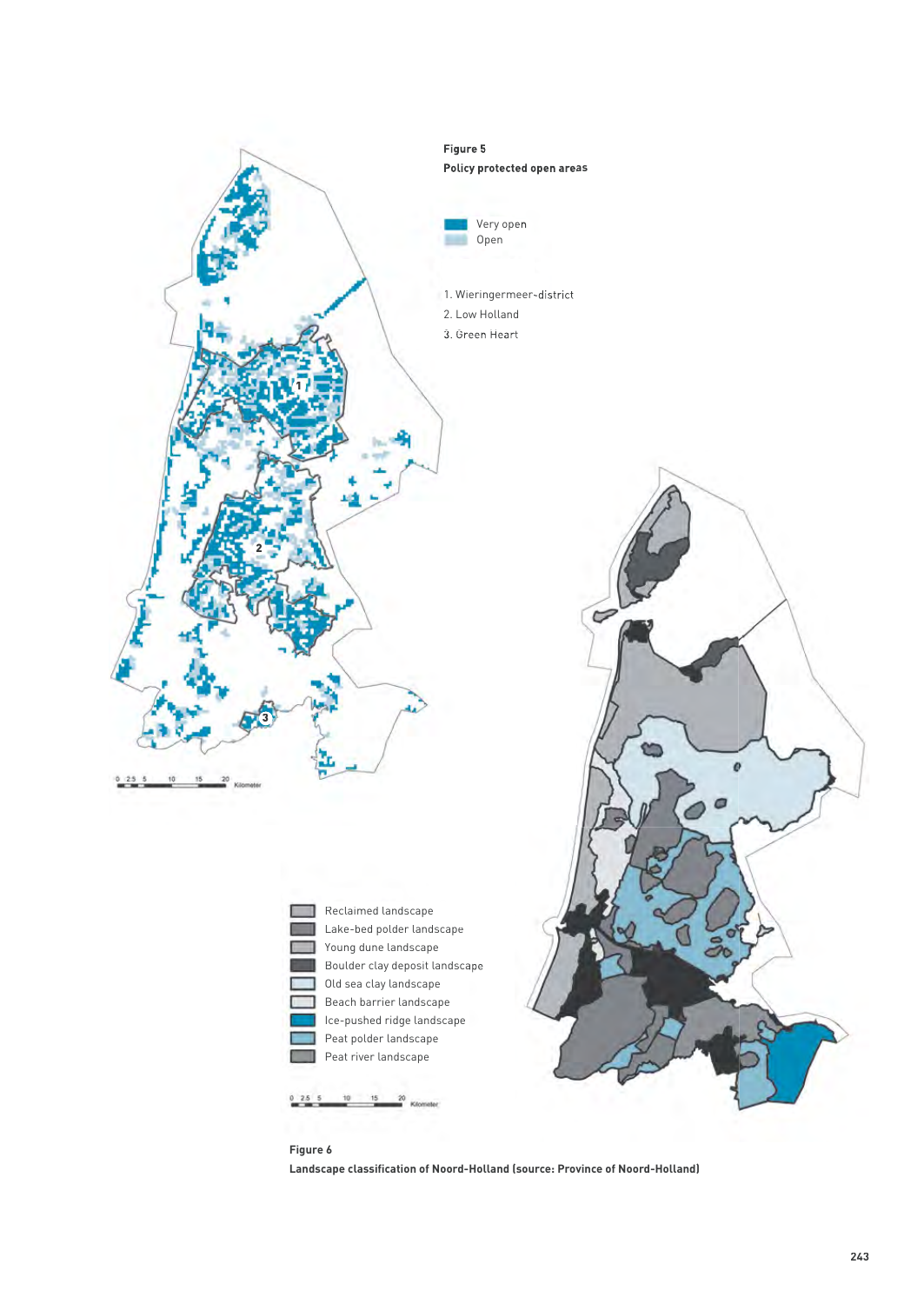**Figure 5**

**Policy protected open areas**

- Very open
- Open

1. Wieringermeer-district
2. Low Holland
3. Green Heart

- Reclaimed landscape
- Lake-bed polder landscape
- Young dune landscape
- Boulder clay deposit landscape
- Old sea clay landscape
- Beach barrier landscape
- Ice-pushed ridge landscape
- Peat polder landscape
- Peat river landscape

**Figure 6**

**Landscape classification of Noord-Holland (source: Province of Noord-Holland)**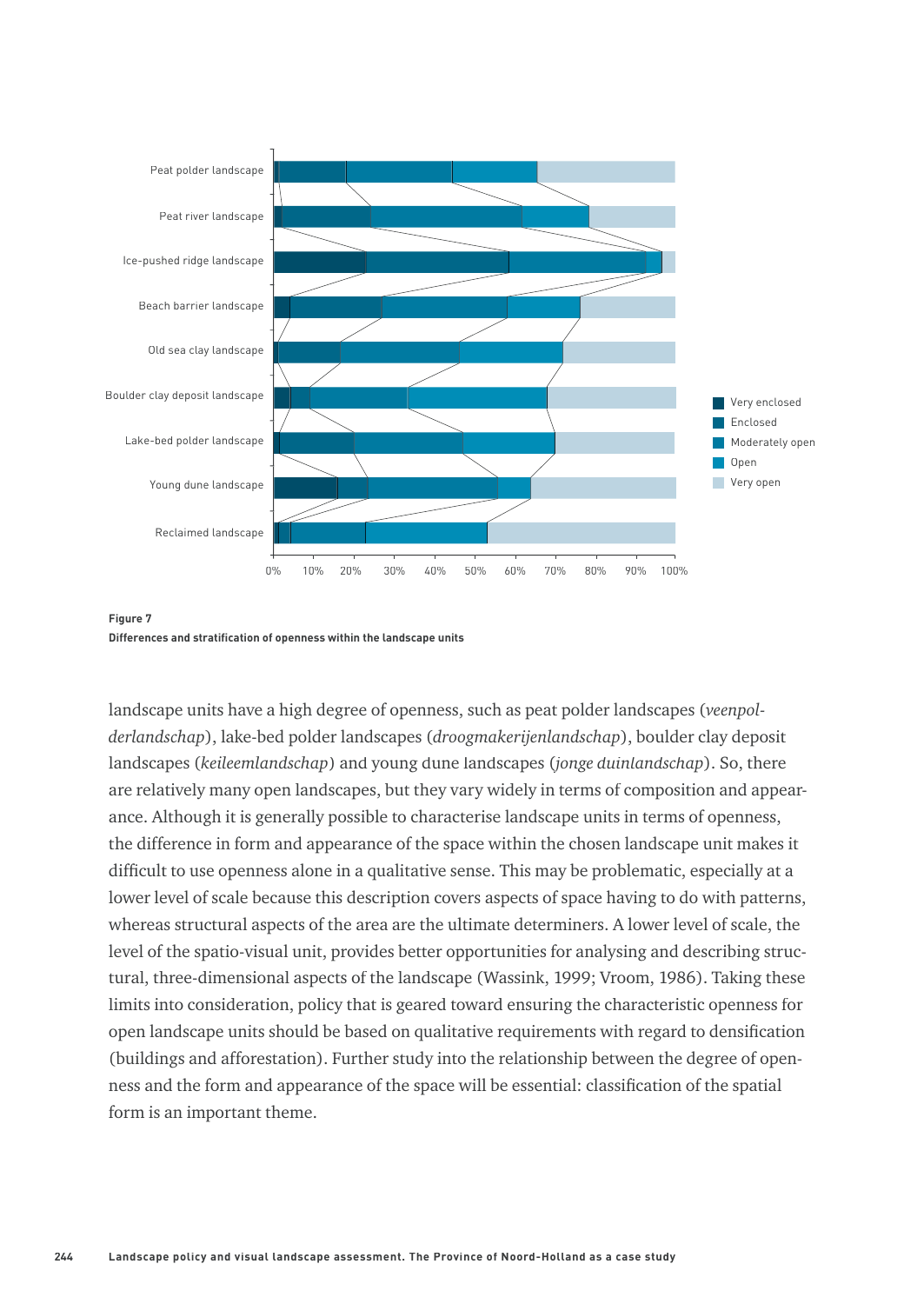**Figure 7**
**Differences and stratification of openness within the landscape units**

landscape units have a high degree of openness, such as peat polder landscapes (*veenpolderlandschap*), lake-bed polder landscapes (*droogmakerijenlandschap*), boulder clay deposit landscapes (*keileemlandschap*) and young dune landscapes (*jonge duinlandschap*). So, there are relatively many open landscapes, but they vary widely in terms of composition and appearance. Although it is generally possible to characterise landscape units in terms of openness, the difference in form and appearance of the space within the chosen landscape unit makes it difficult to use openness alone in a qualitative sense. This may be problematic, especially at a lower level of scale because this description covers aspects of space having to do with patterns, whereas structural aspects of the area are the ultimate determiners. A lower level of scale, the level of the spatio-visual unit, provides better opportunities for analysing and describing structural, three-dimensional aspects of the landscape (Wassink, 1999; Vroom, 1986). Taking these limits into consideration, policy that is geared toward ensuring the characteristic openness for open landscape units should be based on qualitative requirements with regard to densification (buildings and afforestation). Further study into the relationship between the degree of openness and the form and appearance of the space will be essential: classification of the spatial form is an important theme.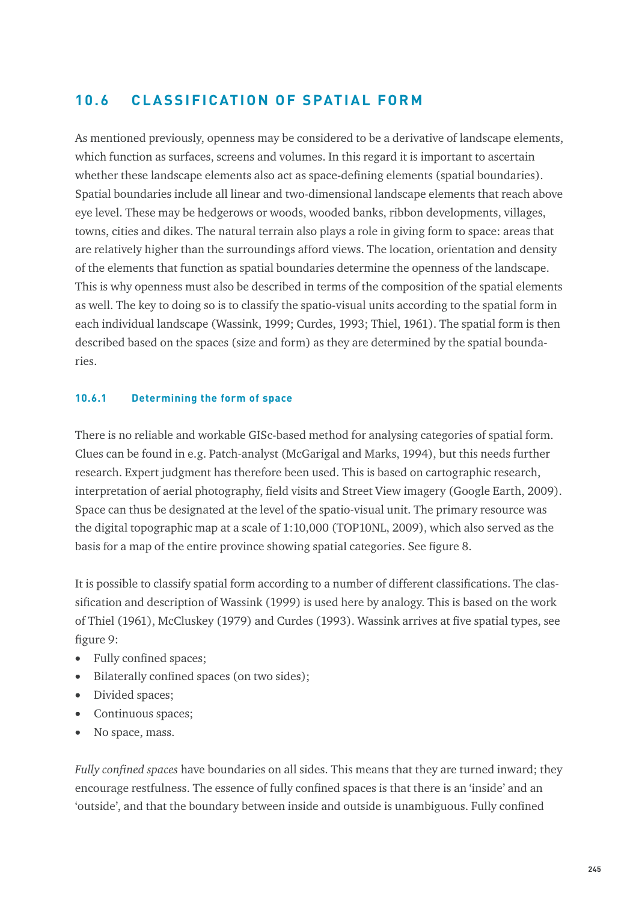## 10.6 CLASSIFICATION OF SPATIAL FORM

As mentioned previously, openness may be considered to be a derivative of landscape elements, which function as surfaces, screens and volumes. In this regard it is important to ascertain whether these landscape elements also act as space-defining elements (spatial boundaries). Spatial boundaries include all linear and two-dimensional landscape elements that reach above eye level. These may be hedgerows or woods, wooded banks, ribbon developments, villages, towns, cities and dikes. The natural terrain also plays a role in giving form to space: areas that are relatively higher than the surroundings afford views. The location, orientation and density of the elements that function as spatial boundaries determine the openness of the landscape. This is why openness must also be described in terms of the composition of the spatial elements as well. The key to doing so is to classify the spatio-visual units according to the spatial form in each individual landscape (Wassink, 1999; Curdes, 1993; Thiel, 1961). The spatial form is then described based on the spaces (size and form) as they are determined by the spatial boundaries.

### 10.6.1 Determining the form of space

There is no reliable and workable GISc-based method for analysing categories of spatial form. Clues can be found in e.g. Patch-analyst (McGarigal and Marks, 1994), but this needs further research. Expert judgment has therefore been used. This is based on cartographic research, interpretation of aerial photography, field visits and Street View imagery (Google Earth, 2009). Space can thus be designated at the level of the spatio-visual unit. The primary resource was the digital topographic map at a scale of 1:10,000 (TOP10NL, 2009), which also served as the basis for a map of the entire province showing spatial categories. See figure 8.

It is possible to classify spatial form according to a number of different classifications. The classification and description of Wassink (1999) is used here by analogy. This is based on the work of Thiel (1961), McCluskey (1979) and Curdes (1993). Wassink arrives at five spatial types, see figure 9:

- Fully confined spaces;
- Bilaterally confined spaces (on two sides);
- Divided spaces;
- Continuous spaces;
- No space, mass.

*Fully confined spaces* have boundaries on all sides. This means that they are turned inward; they encourage restfulness. The essence of fully confined spaces is that there is an 'inside' and an 'outside', and that the boundary between inside and outside is unambiguous. Fully confined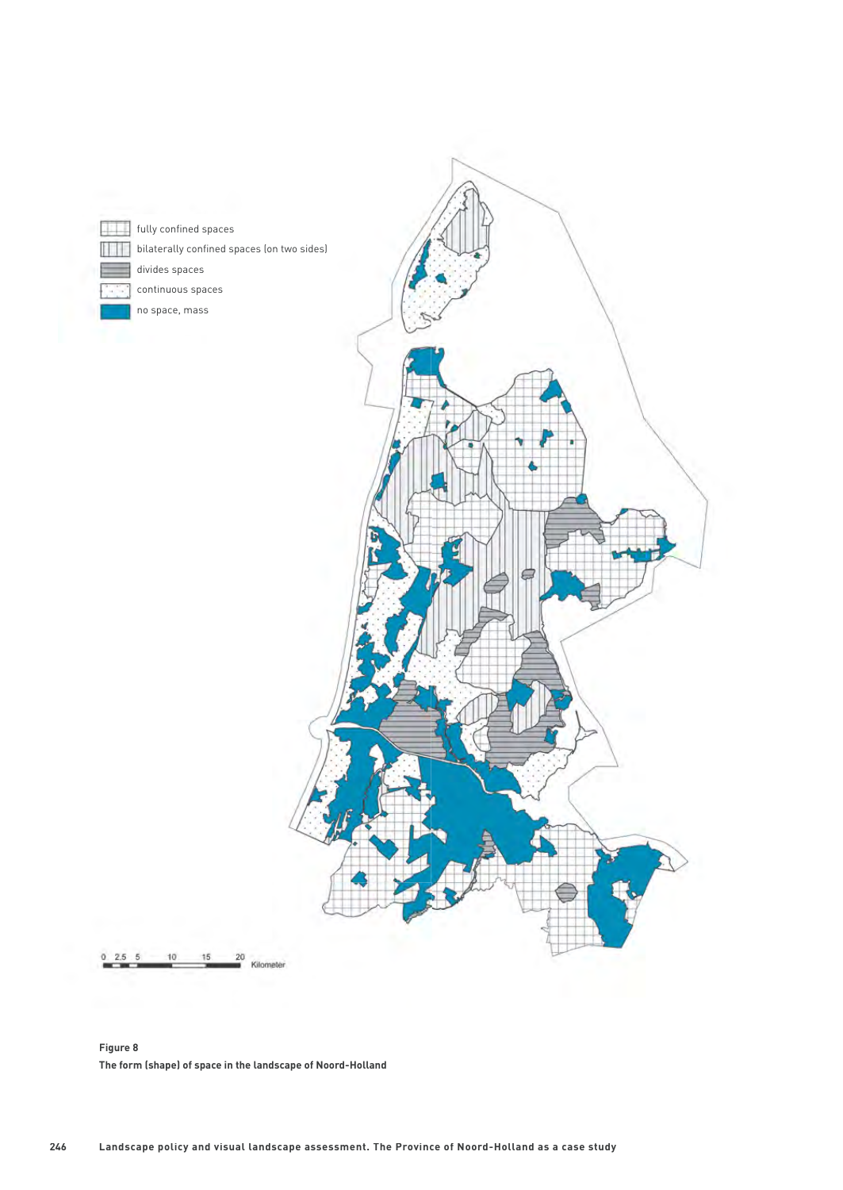**Figure 8**

**The form (shape) of space in the landscape of Noord-Holland**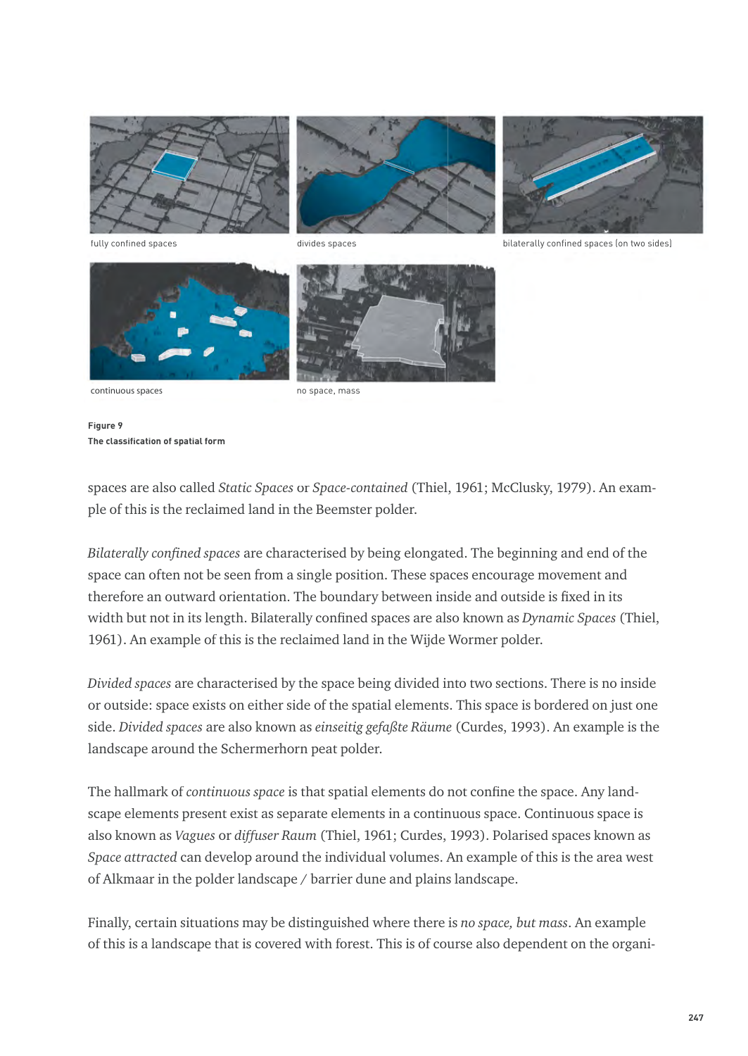fully confined spaces

divides spaces

bilaterally confined spaces (on two sides)

continuous spaces

no space, mass

**Figure 9**
**The classification of spatial form**

spaces are also called *Static Spaces* or *Space-contained* (Thiel, 1961; McClusky, 1979). An example of this is the reclaimed land in the Beemster polder.

*Bilaterally confined spaces* are characterised by being elongated. The beginning and end of the space can often not be seen from a single position. These spaces encourage movement and therefore an outward orientation. The boundary between inside and outside is fixed in its width but not in its length. Bilaterally confined spaces are also known as *Dynamic Spaces* (Thiel, 1961). An example of this is the reclaimed land in the Wijde Wormer polder.

*Divided spaces* are characterised by the space being divided into two sections. There is no inside or outside: space exists on either side of the spatial elements. This space is bordered on just one side. *Divided spaces* are also known as *einseitig gefaßte Räume* (Curdes, 1993). An example is the landscape around the Schermerhorn peat polder.

The hallmark of *continuous space* is that spatial elements do not confine the space. Any landscape elements present exist as separate elements in a continuous space. Continuous space is also known as *Vagues* or *diffuser Raum* (Thiel, 1961; Curdes, 1993). Polarised spaces known as *Space attracted* can develop around the individual volumes. An example of this is the area west of Alkmaar in the polder landscape / barrier dune and plains landscape.

Finally, certain situations may be distinguished where there is *no space, but mass*. An example of this is a landscape that is covered with forest. This is of course also dependent on the organi-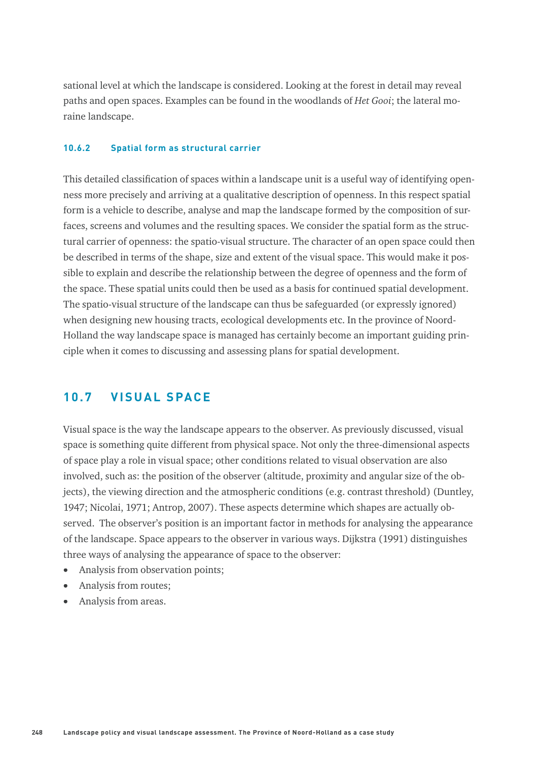sational level at which the landscape is considered. Looking at the forest in detail may reveal paths and open spaces. Examples can be found in the woodlands of *Het Gooi*; the lateral moraine landscape.

### 10.6.2 Spatial form as structural carrier

This detailed classification of spaces within a landscape unit is a useful way of identifying openness more precisely and arriving at a qualitative description of openness. In this respect spatial form is a vehicle to describe, analyse and map the landscape formed by the composition of surfaces, screens and volumes and the resulting spaces. We consider the spatial form as the structural carrier of openness: the spatio-visual structure. The character of an open space could then be described in terms of the shape, size and extent of the visual space. This would make it possible to explain and describe the relationship between the degree of openness and the form of the space. These spatial units could then be used as a basis for continued spatial development. The spatio-visual structure of the landscape can thus be safeguarded (or expressly ignored) when designing new housing tracts, ecological developments etc. In the province of Noord-Holland the way landscape space is managed has certainly become an important guiding principle when it comes to discussing and assessing plans for spatial development.

## 10.7 VISUAL SPACE

Visual space is the way the landscape appears to the observer. As previously discussed, visual space is something quite different from physical space. Not only the three-dimensional aspects of space play a role in visual space; other conditions related to visual observation are also involved, such as: the position of the observer (altitude, proximity and angular size of the objects), the viewing direction and the atmospheric conditions (e.g. contrast threshold) (Duntley, 1947; Nicolai, 1971; Antrop, 2007). These aspects determine which shapes are actually observed. The observer's position is an important factor in methods for analysing the appearance of the landscape. Space appears to the observer in various ways. Dijkstra (1991) distinguishes three ways of analysing the appearance of space to the observer:

- Analysis from observation points;
- Analysis from routes;
- Analysis from areas.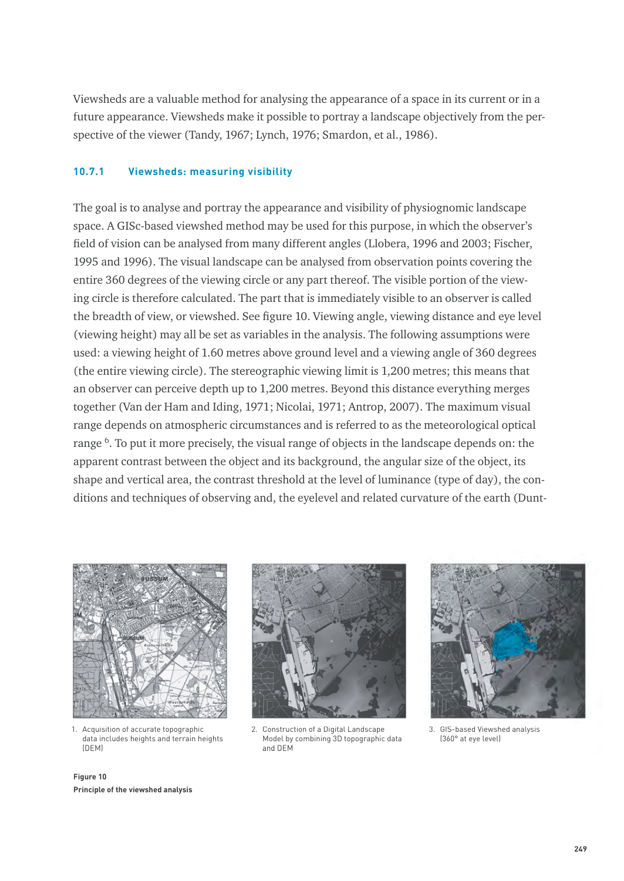Viewsheds are a valuable method for analysing the appearance of a space in its current or in a future appearance. Viewsheds make it possible to portray a landscape objectively from the perspective of the viewer (Tandy, 1967; Lynch, 1976; Smardon, et al., 1986).

### 10.7.1 Viewsheds: measuring visibility

The goal is to analyse and portray the appearance and visibility of physiognomic landscape space. A GISc-based viewshed method may be used for this purpose, in which the observer's field of vision can be analysed from many different angles (Llobera, 1996 and 2003; Fischer, 1995 and 1996). The visual landscape can be analysed from observation points covering the entire 360 degrees of the viewing circle or any part thereof. The visible portion of the viewing circle is therefore calculated. The part that is immediately visible to an observer is called the breadth of view, or viewshed. See figure 10. Viewing angle, viewing distance and eye level (viewing height) may all be set as variables in the analysis. The following assumptions were used: a viewing height of 1.60 metres above ground level and a viewing angle of 360 degrees (the entire viewing circle). The stereographic viewing limit is 1,200 metres; this means that an observer can perceive depth up to 1,200 metres. Beyond this distance everything merges together (Van der Ham and Iding, 1971; Nicolai, 1971; Antrop, 2007). The maximum visual range depends on atmospheric circumstances and is referred to as the meteorological optical range [6]. To put it more precisely, the visual range of objects in the landscape depends on: the apparent contrast between the object and its background, the angular size of the object, its shape and vertical area, the contrast threshold at the level of luminance (type of day), the conditions and techniques of observing and, the eyelevel and related curvature of the earth (Dunt-

1. Acquisition of accurate topographic data includes heights and terrain heights (DEM)

2. Construction of a Digital Landscape Model by combining 3D topographic data and DEM

3. GIS-based Viewshed analysis (360° at eye level)

**Figure 10**
**Principle of the viewshed analysis**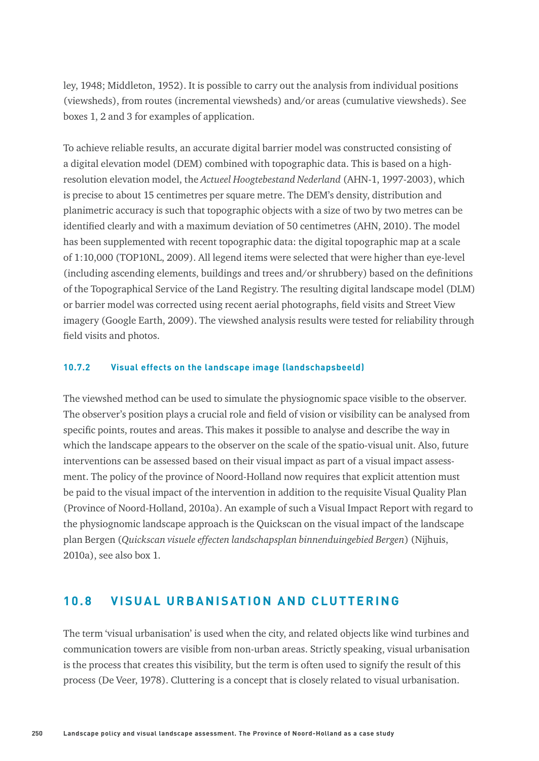ley, 1948; Middleton, 1952). It is possible to carry out the analysis from individual positions (viewsheds), from routes (incremental viewsheds) and/or areas (cumulative viewsheds). See boxes 1, 2 and 3 for examples of application.

To achieve reliable results, an accurate digital barrier model was constructed consisting of a digital elevation model (DEM) combined with topographic data. This is based on a high-resolution elevation model, the *Actueel Hoogtebestand Nederland* (AHN-1, 1997-2003), which is precise to about 15 centimetres per square metre. The DEM's density, distribution and planimetric accuracy is such that topographic objects with a size of two by two metres can be identified clearly and with a maximum deviation of 50 centimetres (AHN, 2010). The model has been supplemented with recent topographic data: the digital topographic map at a scale of 1:10,000 (TOP10NL, 2009). All legend items were selected that were higher than eye-level (including ascending elements, buildings and trees and/or shrubbery) based on the definitions of the Topographical Service of the Land Registry. The resulting digital landscape model (DLM) or barrier model was corrected using recent aerial photographs, field visits and Street View imagery (Google Earth, 2009). The viewshed analysis results were tested for reliability through field visits and photos.

### 10.7.2 Visual effects on the landscape image (landschapsbeeld)

The viewshed method can be used to simulate the physiognomic space visible to the observer. The observer's position plays a crucial role and field of vision or visibility can be analysed from specific points, routes and areas. This makes it possible to analyse and describe the way in which the landscape appears to the observer on the scale of the spatio-visual unit. Also, future interventions can be assessed based on their visual impact as part of a visual impact assessment. The policy of the province of Noord-Holland now requires that explicit attention must be paid to the visual impact of the intervention in addition to the requisite Visual Quality Plan (Province of Noord-Holland, 2010a). An example of such a Visual Impact Report with regard to the physiognomic landscape approach is the Quickscan on the visual impact of the landscape plan Bergen (*Quickscan visuele effecten landschapsplan binnenduingebied Bergen*) (Nijhuis, 2010a), see also box 1.

## 10.8 VISUAL URBANISATION AND CLUTTERING

The term 'visual urbanisation' is used when the city, and related objects like wind turbines and communication towers are visible from non-urban areas. Strictly speaking, visual urbanisation is the process that creates this visibility, but the term is often used to signify the result of this process (De Veer, 1978). Cluttering is a concept that is closely related to visual urbanisation.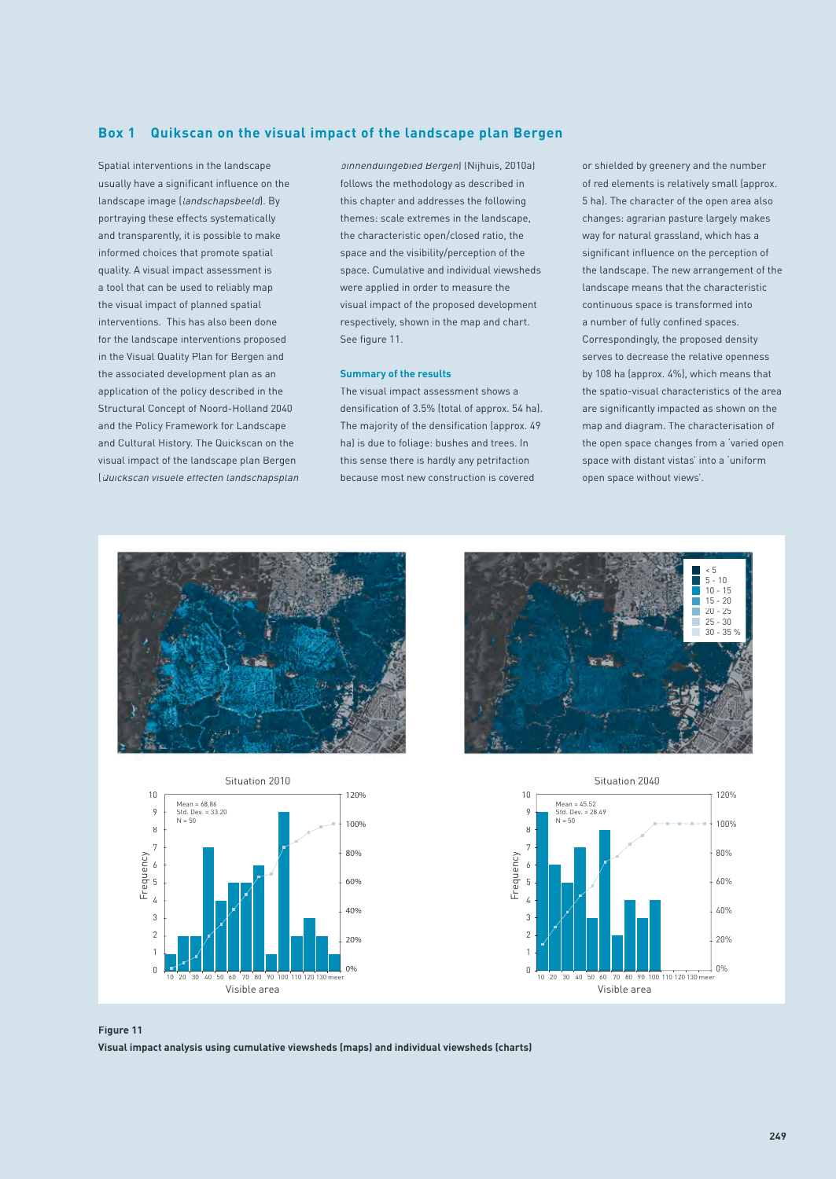## Box 1 Quikscan on the visual impact of the landscape plan Bergen

Spatial interventions in the landscape usually have a significant influence on the landscape image (*landschapsbeeld*). By portraying these effects systematically and transparently, it is possible to make informed choices that promote spatial quality. A visual impact assessment is a tool that can be used to reliably map the visual impact of planned spatial interventions. This has also been done for the landscape interventions proposed in the Visual Quality Plan for Bergen and the associated development plan as an application of the policy described in the Structural Concept of Noord-Holland 2040 and the Policy Framework for Landscape and Cultural History. The Quickscan on the visual impact of the landscape plan Bergen (*Quickscan visuele effecten landschapsplan binnenduingebied Bergen*) (Nijhuis, 2010a) follows the methodology as described in this chapter and addresses the following themes: scale extremes in the landscape, the characteristic open/closed ratio, the space and the visibility/perception of the space. Cumulative and individual viewsheds were applied in order to measure the visual impact of the proposed development respectively, shown in the map and chart. See figure 11.

### Summary of the results

The visual impact assessment shows a densification of 3.5% (total of approx. 54 ha). The majority of the densification (approx. 49 ha) is due to foliage: bushes and trees. In this sense there is hardly any petrifaction because most new construction is covered or shielded by greenery and the number of red elements is relatively small (approx. 5 ha). The character of the open area also changes: agrarian pasture largely makes way for natural grassland, which has a significant influence on the perception of the landscape. The new arrangement of the landscape means that the characteristic continuous space is transformed into a number of fully confined spaces. Correspondingly, the proposed density serves to decrease the relative openness by 108 ha (approx. 4%), which means that the spatio-visual characteristics of the area are significantly impacted as shown on the map and diagram. The characterisation of the open space changes from a 'varied open space with distant vistas' into a 'uniform open space without views'.

**Figure 11**
**Visual impact analysis using cumulative viewsheds (maps) and individual viewsheds (charts)**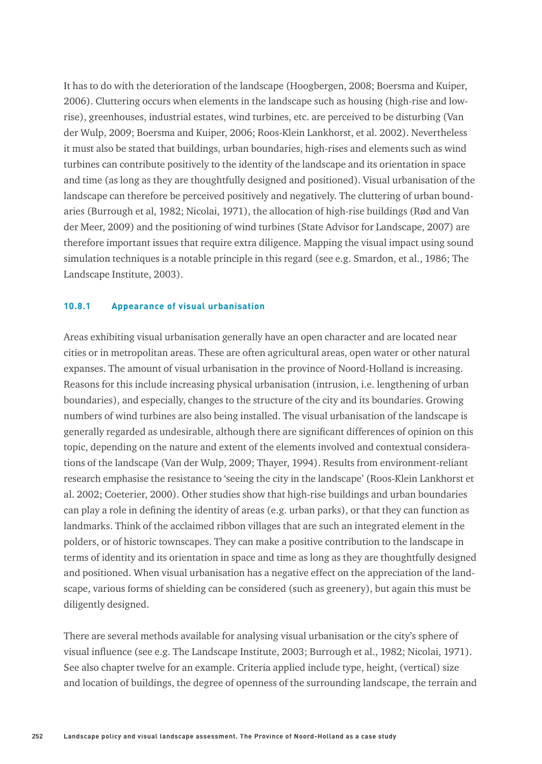It has to do with the deterioration of the landscape (Hoogbergen, 2008; Boersma and Kuiper, 2006). Cluttering occurs when elements in the landscape such as housing (high-rise and low-rise), greenhouses, industrial estates, wind turbines, etc. are perceived to be disturbing (Van der Wulp, 2009; Boersma and Kuiper, 2006; Roos-Klein Lankhorst, et al. 2002). Nevertheless it must also be stated that buildings, urban boundaries, high-rises and elements such as wind turbines can contribute positively to the identity of the landscape and its orientation in space and time (as long as they are thoughtfully designed and positioned). Visual urbanisation of the landscape can therefore be perceived positively and negatively. The cluttering of urban boundaries (Burrough et al, 1982; Nicolai, 1971), the allocation of high-rise buildings (Rød and Van der Meer, 2009) and the positioning of wind turbines (State Advisor for Landscape, 2007) are therefore important issues that require extra diligence. Mapping the visual impact using sound simulation techniques is a notable principle in this regard (see e.g. Smardon, et al., 1986; The Landscape Institute, 2003).

### 10.8.1 Appearance of visual urbanisation

Areas exhibiting visual urbanisation generally have an open character and are located near cities or in metropolitan areas. These are often agricultural areas, open water or other natural expanses. The amount of visual urbanisation in the province of Noord-Holland is increasing. Reasons for this include increasing physical urbanisation (intrusion, i.e. lengthening of urban boundaries), and especially, changes to the structure of the city and its boundaries. Growing numbers of wind turbines are also being installed. The visual urbanisation of the landscape is generally regarded as undesirable, although there are significant differences of opinion on this topic, depending on the nature and extent of the elements involved and contextual considerations of the landscape (Van der Wulp, 2009; Thayer, 1994). Results from environment-reliant research emphasise the resistance to 'seeing the city in the landscape' (Roos-Klein Lankhorst et al. 2002; Coeterier, 2000). Other studies show that high-rise buildings and urban boundaries can play a role in defining the identity of areas (e.g. urban parks), or that they can function as landmarks. Think of the acclaimed ribbon villages that are such an integrated element in the polders, or of historic townscapes. They can make a positive contribution to the landscape in terms of identity and its orientation in space and time as long as they are thoughtfully designed and positioned. When visual urbanisation has a negative effect on the appreciation of the landscape, various forms of shielding can be considered (such as greenery), but again this must be diligently designed.

There are several methods available for analysing visual urbanisation or the city's sphere of visual influence (see e.g. The Landscape Institute, 2003; Burrough et al., 1982; Nicolai, 1971). See also chapter twelve for an example. Criteria applied include type, height, (vertical) size and location of buildings, the degree of openness of the surrounding landscape, the terrain and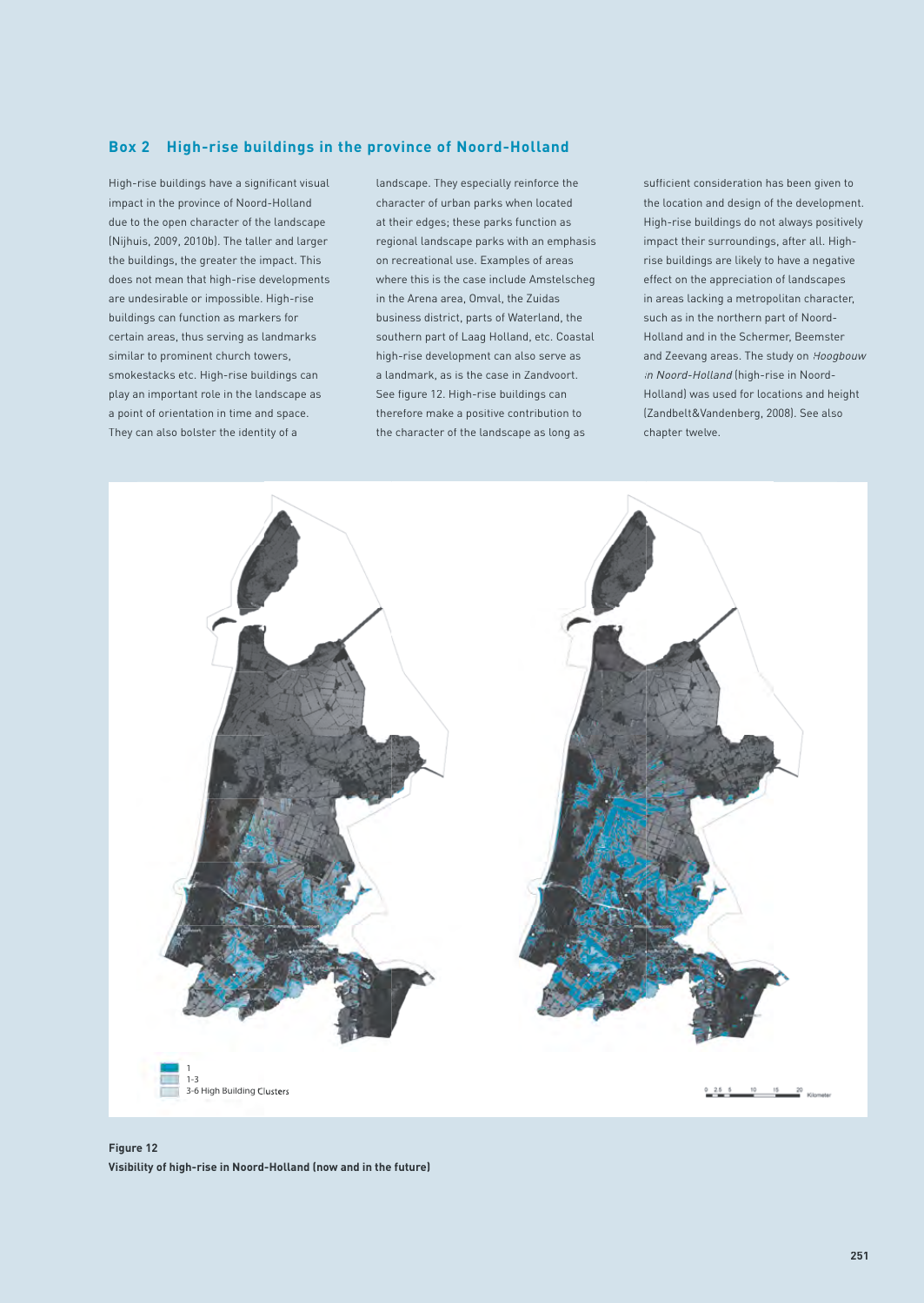## Box 2 High-rise buildings in the province of Noord-Holland

High-rise buildings have a significant visual impact in the province of Noord-Holland due to the open character of the landscape (Nijhuis, 2009, 2010b). The taller and larger the buildings, the greater the impact. This does not mean that high-rise developments are undesirable or impossible. High-rise buildings can function as markers for certain areas, thus serving as landmarks similar to prominent church towers, smokestacks etc. High-rise buildings can play an important role in the landscape as a point of orientation in time and space. They can also bolster the identity of a landscape. They especially reinforce the character of urban parks when located at their edges; these parks function as regional landscape parks with an emphasis on recreational use. Examples of areas where this is the case include Amstelscheg in the Arena area, Omval, the Zuidas business district, parts of Waterland, the southern part of Laag Holland, etc. Coastal high-rise development can also serve as a landmark, as is the case in Zandvoort. See figure 12. High-rise buildings can therefore make a positive contribution to the character of the landscape as long as sufficient consideration has been given to the location and design of the development. High-rise buildings do not always positively impact their surroundings, after all. High-rise buildings are likely to have a negative effect on the appreciation of landscapes in areas lacking a metropolitan character, such as in the northern part of Noord-Holland and in the Schermer, Beemster and Zeevang areas. The study on *Hoogbouw in Noord-Holland* (high-rise in Noord-Holland) was used for locations and height (Zandbelt&Vandenberg, 2008). See also chapter twelve.

1
1-3
3-6 High Building Clusters

0 2.5 5 10 15 20 Kilometer

**Figure 12**
**Visibility of high-rise in Noord-Holland (now and in the future)**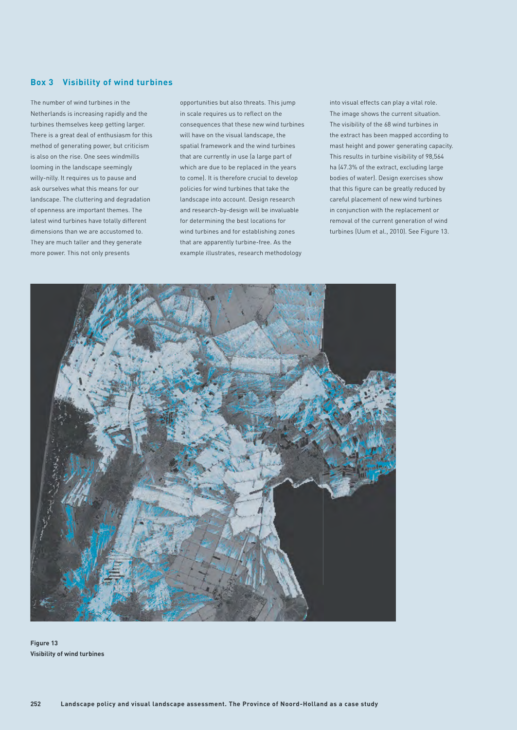## Box 3 Visibility of wind turbines

The number of wind turbines in the Netherlands is increasing rapidly and the turbines themselves keep getting larger. There is a great deal of enthusiasm for this method of generating power, but criticism is also on the rise. One sees windmills looming in the landscape seemingly willy-nilly. It requires us to pause and ask ourselves what this means for our landscape. The cluttering and degradation of openness are important themes. The latest wind turbines have totally different dimensions than we are accustomed to. They are much taller and they generate more power. This not only presents opportunities but also threats. This jump in scale requires us to reflect on the consequences that these new wind turbines will have on the visual landscape, the spatial framework and the wind turbines that are currently in use (a large part of which are due to be replaced in the years to come). It is therefore crucial to develop policies for wind turbines that take the landscape into account. Design research and research-by-design will be invaluable for determining the best locations for wind turbines and for establishing zones that are apparently turbine-free. As the example illustrates, research methodology into visual effects can play a vital role. The image shows the current situation. The visibility of the 68 wind turbines in the extract has been mapped according to mast height and power generating capacity. This results in turbine visibility of 98,564 ha (47.3% of the extract, excluding large bodies of water). Design exercises show that this figure can be greatly reduced by careful placement of new wind turbines in conjunction with the replacement or removal of the current generation of wind turbines (Uum et al., 2010). See Figure 13.

**Figure 13**
**Visibility of wind turbines**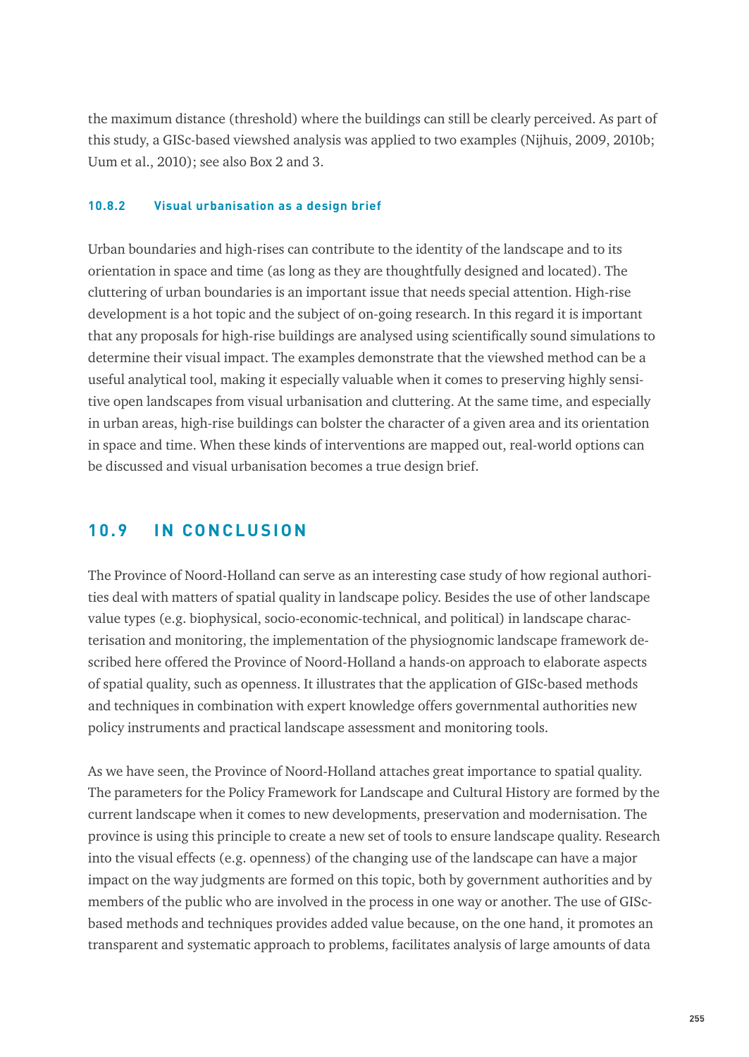the maximum distance (threshold) where the buildings can still be clearly perceived. As part of this study, a GISc-based viewshed analysis was applied to two examples (Nijhuis, 2009, 2010b; Uum et al., 2010); see also Box 2 and 3.

### 10.8.2 Visual urbanisation as a design brief

Urban boundaries and high-rises can contribute to the identity of the landscape and to its orientation in space and time (as long as they are thoughtfully designed and located). The cluttering of urban boundaries is an important issue that needs special attention. High-rise development is a hot topic and the subject of on-going research. In this regard it is important that any proposals for high-rise buildings are analysed using scientifically sound simulations to determine their visual impact. The examples demonstrate that the viewshed method can be a useful analytical tool, making it especially valuable when it comes to preserving highly sensitive open landscapes from visual urbanisation and cluttering. At the same time, and especially in urban areas, high-rise buildings can bolster the character of a given area and its orientation in space and time. When these kinds of interventions are mapped out, real-world options can be discussed and visual urbanisation becomes a true design brief.

## 10.9 IN CONCLUSION

The Province of Noord-Holland can serve as an interesting case study of how regional authorities deal with matters of spatial quality in landscape policy. Besides the use of other landscape value types (e.g. biophysical, socio-economic-technical, and political) in landscape characterisation and monitoring, the implementation of the physiognomic landscape framework described here offered the Province of Noord-Holland a hands-on approach to elaborate aspects of spatial quality, such as openness. It illustrates that the application of GISc-based methods and techniques in combination with expert knowledge offers governmental authorities new policy instruments and practical landscape assessment and monitoring tools.

As we have seen, the Province of Noord-Holland attaches great importance to spatial quality. The parameters for the Policy Framework for Landscape and Cultural History are formed by the current landscape when it comes to new developments, preservation and modernisation. The province is using this principle to create a new set of tools to ensure landscape quality. Research into the visual effects (e.g. openness) of the changing use of the landscape can have a major impact on the way judgments are formed on this topic, both by government authorities and by members of the public who are involved in the process in one way or another. The use of GISc-based methods and techniques provides added value because, on the one hand, it promotes an transparent and systematic approach to problems, facilitates analysis of large amounts of data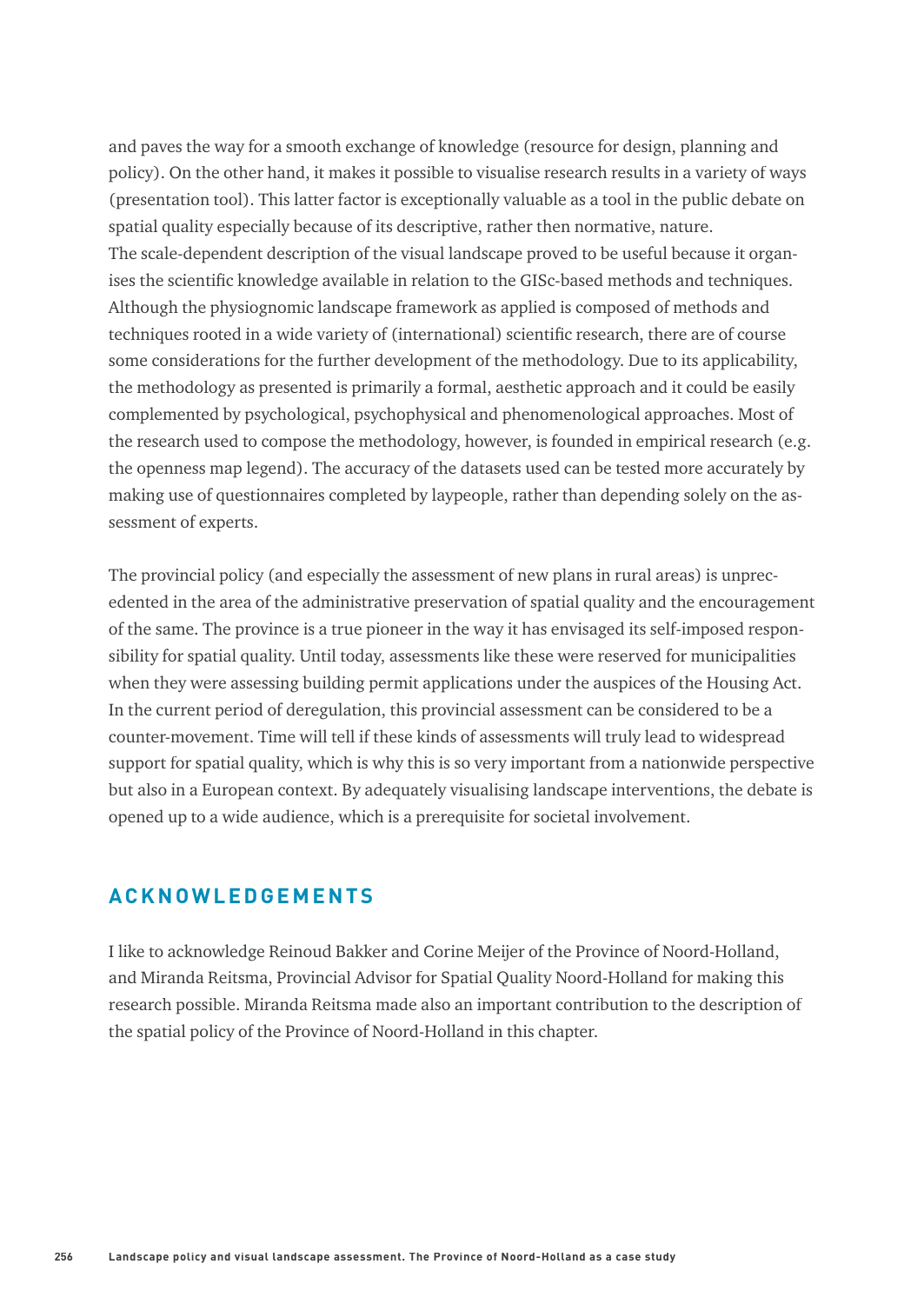and paves the way for a smooth exchange of knowledge (resource for design, planning and policy). On the other hand, it makes it possible to visualise research results in a variety of ways (presentation tool). This latter factor is exceptionally valuable as a tool in the public debate on spatial quality especially because of its descriptive, rather then normative, nature.
The scale-dependent description of the visual landscape proved to be useful because it organises the scientific knowledge available in relation to the GISc-based methods and techniques. Although the physiognomic landscape framework as applied is composed of methods and techniques rooted in a wide variety of (international) scientific research, there are of course some considerations for the further development of the methodology. Due to its applicability, the methodology as presented is primarily a formal, aesthetic approach and it could be easily complemented by psychological, psychophysical and phenomenological approaches. Most of the research used to compose the methodology, however, is founded in empirical research (e.g. the openness map legend). The accuracy of the datasets used can be tested more accurately by making use of questionnaires completed by laypeople, rather than depending solely on the assessment of experts.

The provincial policy (and especially the assessment of new plans in rural areas) is unprecedented in the area of the administrative preservation of spatial quality and the encouragement of the same. The province is a true pioneer in the way it has envisaged its self-imposed responsibility for spatial quality. Until today, assessments like these were reserved for municipalities when they were assessing building permit applications under the auspices of the Housing Act. In the current period of deregulation, this provincial assessment can be considered to be a counter-movement. Time will tell if these kinds of assessments will truly lead to widespread support for spatial quality, which is why this is so very important from a nationwide perspective but also in a European context. By adequately visualising landscape interventions, the debate is opened up to a wide audience, which is a prerequisite for societal involvement.

## ACKNOWLEDGEMENTS

I like to acknowledge Reinoud Bakker and Corine Meijer of the Province of Noord-Holland, and Miranda Reitsma, Provincial Advisor for Spatial Quality Noord-Holland for making this research possible. Miranda Reitsma made also an important contribution to the description of the spatial policy of the Province of Noord-Holland in this chapter.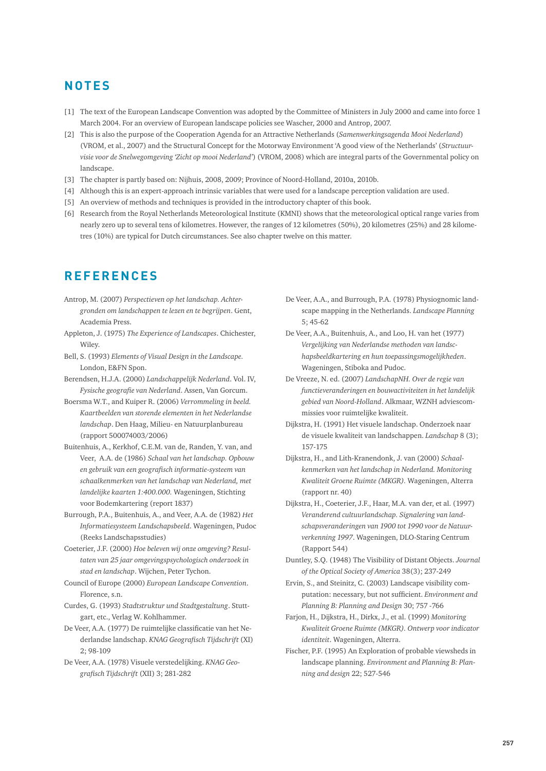## NOTES

[1] The text of the European Landscape Convention was adopted by the Committee of Ministers in July 2000 and came into force 1 March 2004. For an overview of European landscape policies see Wascher, 2000 and Antrop, 2007.

[2] This is also the purpose of the Cooperation Agenda for an Attractive Netherlands (*Samenwerkingsagenda Mooi Nederland*) (VROM, et al., 2007) and the Structural Concept for the Motorway Environment 'A good view of the Netherlands' (*Structuurvisie voor de Snelwegomgeving 'Zicht op mooi Nederland'*) (VROM, 2008) which are integral parts of the Governmental policy on landscape.

[3] The chapter is partly based on: Nijhuis, 2008, 2009; Province of Noord-Holland, 2010a, 2010b.

[4] Although this is an expert-approach intrinsic variables that were used for a landscape perception validation are used.

[5] An overview of methods and techniques is provided in the introductory chapter of this book.

[6] Research from the Royal Netherlands Meteorological Institute (KMNI) shows that the meteorological optical range varies from nearly zero up to several tens of kilometres. However, the ranges of 12 kilometres (50%), 20 kilometres (25%) and 28 kilometres (10%) are typical for Dutch circumstances. See also chapter twelve on this matter.

## REFERENCES

Antrop, M. (2007) *Perspectieven op het landschap. Achtergronden om landschappen te lezen en te begrijpen*. Gent, Academia Press.

Appleton, J. (1975) *The Experience of Landscapes*. Chichester, Wiley.

Bell, S. (1993) *Elements of Visual Design in the Landscape*. London, E&FN Spon.

Berendsen, H.J.A. (2000) *Landschappelijk Nederland*. Vol. IV, *Fysische geografie van Nederland*. Assen, Van Gorcum.

Boersma W.T., and Kuiper R. (2006) *Verrommeling in beeld. Kaartbeelden van storende elementen in het Nederlandse landschap*. Den Haag, Milieu- en Natuurplanbureau (rapport 500074003/2006)

Buitenhuis, A., Kerkhof, C.E.M. van de, Randen, Y. van, and Veer, A.A. de (1986) *Schaal van het landschap. Opbouw en gebruik van een geografisch informatie-systeem van schaalkenmerken van het landschap van Nederland, met landelijke kaarten 1:400.000.* Wageningen, Stichting voor Bodemkartering (report 1837)

Burrough, P.A., Buitenhuis, A., and Veer, A.A. de (1982) *Het Informatiesysteem Landschapsbeeld*. Wageningen, Pudoc (Reeks Landschapsstudies)

Coeterier, J.F. (2000) *Hoe beleven wij onze omgeving? Resultaten van 25 jaar omgevingspsychologisch onderzoek in stad en landschap*. Wijchen, Peter Tychon.

Council of Europe (2000) *European Landscape Convention*. Florence, s.n.

Curdes, G. (1993) *Stadtstruktur und Stadtgestaltung*. Stuttgart, etc., Verlag W. Kohlhammer.

De Veer, A.A. (1977) De ruimtelijke classificatie van het Nederlandse landschap. *KNAG Geografisch Tijdschrift* (XI) 2; 98-109

De Veer, A.A. (1978) Visuele verstedelijking. *KNAG Geografisch Tijdschrift* (XII) 3; 281-282

De Veer, A.A., and Burrough, P.A. (1978) Physiognomic landscape mapping in the Netherlands. *Landscape Planning* 5; 45-62

De Veer, A.A., Buitenhuis, A., and Loo, H. van het (1977) *Vergelijking van Nederlandse methoden van landschapsbeeldkartering en hun toepassingsmogelijkheden*. Wageningen, Stiboka and Pudoc.

De Vreeze, N. ed. (2007) *LandschapNH. Over de regie van functieveranderingen en bouwactiviteiten in het landelijk gebied van Noord-Holland*. Alkmaar, WZNH adviescommissies voor ruimtelijke kwaliteit.

Dijkstra, H. (1991) Het visuele landschap. Onderzoek naar de visuele kwaliteit van landschappen. *Landschap* 8 (3); 157-175

Dijkstra, H., and Lith-Kranendonk, J. van (2000) *Schaalkenmerken van het landschap in Nederland. Monitoring Kwaliteit Groene Ruimte (MKGR)*. Wageningen, Alterra (rapport nr. 40)

Dijkstra, H., Coeterier, J.F., Haar, M.A. van der, et al. (1997) *Veranderend cultuurlandschap. Signalering van landschapsveranderingen van 1900 tot 1990 voor de Natuurverkenning 1997*. Wageningen, DLO-Staring Centrum (Rapport 544)

Duntley, S.Q. (1948) The Visibility of Distant Objects. *Journal of the Optical Society of America* 38(3); 237-249

Ervin, S., and Steinitz, C. (2003) Landscape visibility computation: necessary, but not sufficient. *Environment and Planning B: Planning and Design* 30; 757 -766

Farjon, H., Dijkstra, H., Dirkx, J., et al. (1999) *Monitoring Kwaliteit Groene Ruimte (MKGR). Ontwerp voor indicator identiteit*. Wageningen, Alterra.

Fischer, P.F. (1995) An Exploration of probable viewsheds in landscape planning. *Environment and Planning B: Planning and design* 22; 527-546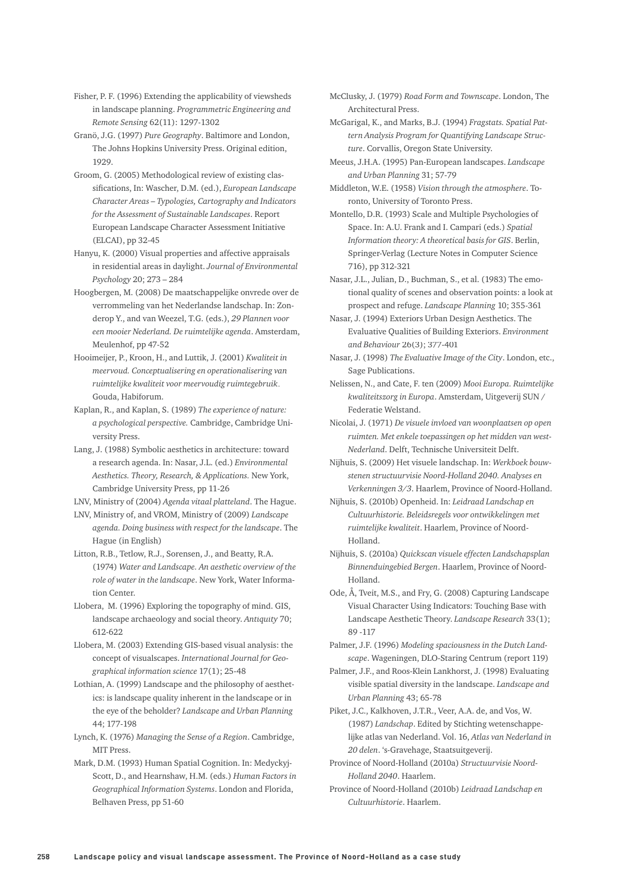Fisher, P. F. (1996) Extending the applicability of viewsheds in landscape planning. *Programmetric Engineering and Remote Sensing* 62(11): 1297-1302

Granö, J.G. (1997) *Pure Geography*. Baltimore and London, The Johns Hopkins University Press. Original edition, 1929.

Groom, G. (2005) Methodological review of existing classifications, In: Wascher, D.M. (ed.), *European Landscape Character Areas – Typologies, Cartography and Indicators for the Assessment of Sustainable Landscapes*. Report European Landscape Character Assessment Initiative (ELCAI), pp 32-45

Hanyu, K. (2000) Visual properties and affective appraisals in residential areas in daylight. *Journal of Environmental Psychology* 20; 273 – 284

Hoogbergen, M. (2008) De maatschappelijke onvrede over de verrommeling van het Nederlandse landschap. In: Zonderop Y., and van Weezel, T.G. (eds.), *29 Plannen voor een mooier Nederland. De ruimtelijke agenda*. Amsterdam, Meulenhof, pp 47-52

Hooimeijer, P., Kroon, H., and Luttik, J. (2001) *Kwaliteit in meervoud. Conceptualisering en operationalisering van ruimtelijke kwaliteit voor meervoudig ruimtegebruik*. Gouda, Habiforum.

Kaplan, R., and Kaplan, S. (1989) *The experience of nature: a psychological perspective.* Cambridge, Cambridge University Press.

Lang, J. (1988) Symbolic aesthetics in architecture: toward a research agenda. In: Nasar, J.L. (ed.) *Environmental Aesthetics. Theory, Research, & Applications.* New York, Cambridge University Press, pp 11-26

LNV, Ministry of (2004) *Agenda vitaal platteland*. The Hague.

LNV, Ministry of, and VROM, Ministry of (2009) *Landscape agenda. Doing business with respect for the landscape*. The Hague (in English)

Litton, R.B., Tetlow, R.J., Sorensen, J., and Beatty, R.A. (1974) *Water and Landscape. An aesthetic overview of the role of water in the landscape*. New York, Water Information Center.

Llobera, M. (1996) Exploring the topography of mind. GIS, landscape archaeology and social theory. *Antiquity* 70; 612-622

Llobera, M. (2003) Extending GIS-based visual analysis: the concept of visualscapes. *International Journal for Geographical information science* 17(1); 25-48

Lothian, A. (1999) Landscape and the philosophy of aesthetics: is landscape quality inherent in the landscape or in the eye of the beholder? *Landscape and Urban Planning* 44; 177-198

Lynch, K. (1976) *Managing the Sense of a Region*. Cambridge, MIT Press.

Mark, D.M. (1993) Human Spatial Cognition. In: Medyckyj-Scott, D., and Hearnshaw, H.M. (eds.) *Human Factors in Geographical Information Systems*. London and Florida, Belhaven Press, pp 51-60

McClusky, J. (1979) *Road Form and Townscape*. London, The Architectural Press.

McGarigal, K., and Marks, B.J. (1994) *Fragstats. Spatial Pattern Analysis Program for Quantifying Landscape Structure*. Corvallis, Oregon State University.

Meeus, J.H.A. (1995) Pan-European landscapes. *Landscape and Urban Planning* 31; 57-79

Middleton, W.E. (1958) *Vision through the atmosphere*. Toronto, University of Toronto Press.

Montello, D.R. (1993) Scale and Multiple Psychologies of Space. In: A.U. Frank and I. Campari (eds.) *Spatial Information theory: A theoretical basis for GIS*. Berlin, Springer-Verlag (Lecture Notes in Computer Science 716), pp 312-321

Nasar, J.L., Julian, D., Buchman, S., et al. (1983) The emotional quality of scenes and observation points: a look at prospect and refuge. *Landscape Planning* 10; 355-361

Nasar, J. (1994) Exteriors Urban Design Aesthetics. The Evaluative Qualities of Building Exteriors. *Environment and Behaviour* 26(3); 377-401

Nasar, J. (1998) *The Evaluative Image of the City*. London, etc., Sage Publications.

Nelissen, N., and Cate, F. ten (2009) *Mooi Europa. Ruimtelijke kwaliteitszorg in Europa*. Amsterdam, Uitgeverij SUN / Federatie Welstand.

Nicolai, J. (1971) *De visuele invloed van woonplaatsen op open ruimten. Met enkele toepassingen op het midden van west-Nederland*. Delft, Technische Universiteit Delft.

Nijhuis, S. (2009) Het visuele landschap. In: *Werkboek bouwstenen structuurvisie Noord-Holland 2040. Analyses en Verkenningen 3/3*. Haarlem, Province of Noord-Holland.

Nijhuis, S. (2010b) Openheid. In: *Leidraad Landschap en Cultuurhistorie. Beleidsregels voor ontwikkelingen met ruimtelijke kwaliteit*. Haarlem, Province of Noord-Holland.

Nijhuis, S. (2010a) *Quickscan visuele effecten Landschapsplan Binnenduingebied Bergen*. Haarlem, Province of Noord-Holland.

Ode, Å, Tveit, M.S., and Fry, G. (2008) Capturing Landscape Visual Character Using Indicators: Touching Base with Landscape Aesthetic Theory. *Landscape Research* 33(1); 89 -117

Palmer, J.F. (1996) *Modeling spaciousness in the Dutch Landscape*. Wageningen, DLO-Staring Centrum (report 119)

Palmer, J.F., and Roos-Klein Lankhorst, J. (1998) Evaluating visible spatial diversity in the landscape. *Landscape and Urban Planning* 43; 65-78

Piket, J.C., Kalkhoven, J.T.R., Veer, A.A. de, and Vos, W. (1987) *Landschap*. Edited by Stichting wetenschappelijke atlas van Nederland. Vol. 16, *Atlas van Nederland in 20 delen*. 's-Gravehage, Staatsuitgeverij.

Province of Noord-Holland (2010a) *Structuurvisie Noord-Holland 2040*. Haarlem.

Province of Noord-Holland (2010b) *Leidraad Landschap en Cultuurhistorie*. Haarlem.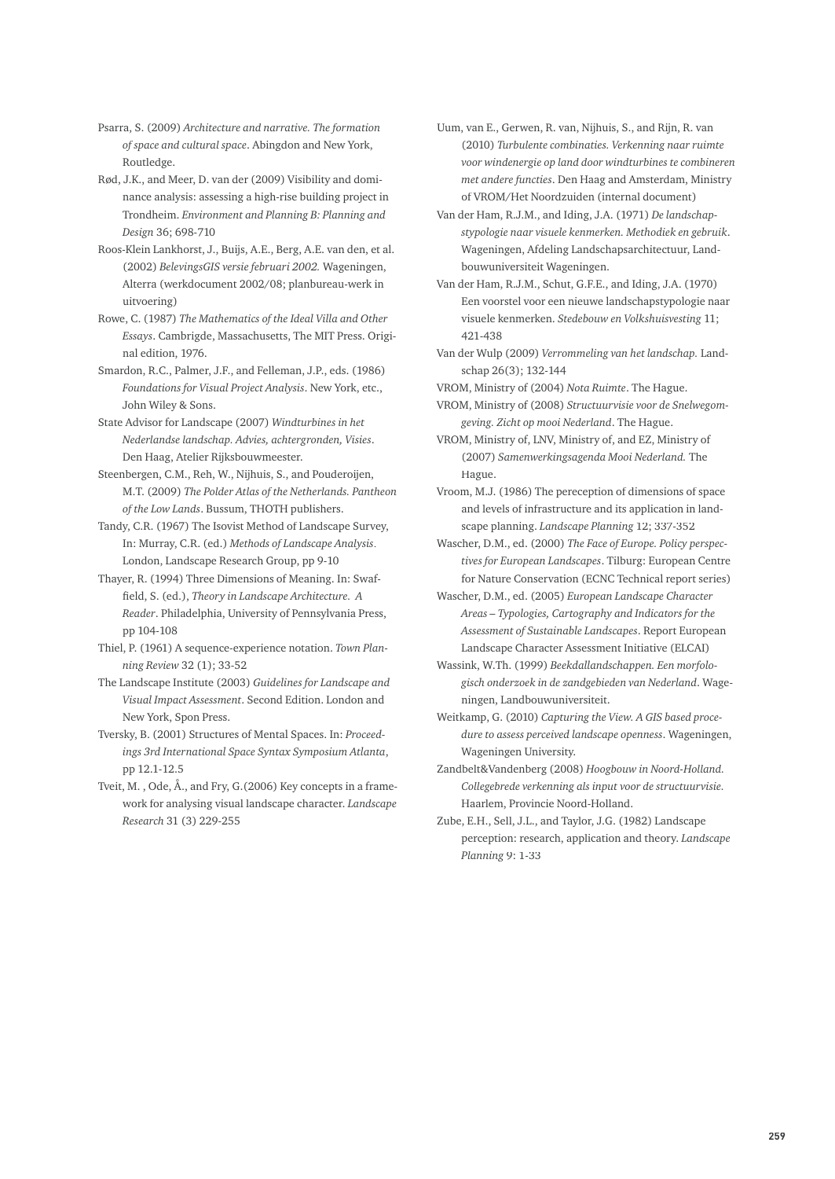Psarra, S. (2009) *Architecture and narrative. The formation of space and cultural space*. Abingdon and New York, Routledge.

Rød, J.K., and Meer, D. van der (2009) Visibility and dominance analysis: assessing a high-rise building project in Trondheim. *Environment and Planning B: Planning and Design* 36; 698-710

Roos-Klein Lankhorst, J., Buijs, A.E., Berg, A.E. van den, et al. (2002) *BelevingsGIS versie februari 2002.* Wageningen, Alterra (werkdocument 2002/08; planbureau-werk in uitvoering)

Rowe, C. (1987) *The Mathematics of the Ideal Villa and Other Essays*. Cambrigde, Massachusetts, The MIT Press. Original edition, 1976.

Smardon, R.C., Palmer, J.F., and Felleman, J.P., eds. (1986) *Foundations for Visual Project Analysis*. New York, etc., John Wiley & Sons.

State Advisor for Landscape (2007) *Windturbines in het Nederlandse landschap. Advies, achtergronden, Visies*. Den Haag, Atelier Rijksbouwmeester.

Steenbergen, C.M., Reh, W., Nijhuis, S., and Pouderoijen, M.T. (2009) *The Polder Atlas of the Netherlands. Pantheon of the Low Lands*. Bussum, THOTH publishers.

Tandy, C.R. (1967) The Isovist Method of Landscape Survey, In: Murray, C.R. (ed.) *Methods of Landscape Analysis*. London, Landscape Research Group, pp 9-10

Thayer, R. (1994) Three Dimensions of Meaning. In: Swaffield, S. (ed.), *Theory in Landscape Architecture. A Reader*. Philadelphia, University of Pennsylvania Press, pp 104-108

Thiel, P. (1961) A sequence-experience notation. *Town Planning Review* 32 (1); 33-52

The Landscape Institute (2003) *Guidelines for Landscape and Visual Impact Assessment*. Second Edition. London and New York, Spon Press.

Tversky, B. (2001) Structures of Mental Spaces. In: *Proceedings 3rd International Space Syntax Symposium Atlanta*, pp 12.1-12.5

Tveit, M. , Ode, Å., and Fry, G.(2006) Key concepts in a framework for analysing visual landscape character. *Landscape Research* 31 (3) 229-255

Uum, van E., Gerwen, R. van, Nijhuis, S., and Rijn, R. van (2010) *Turbulente combinaties. Verkenning naar ruimte voor windenergie op land door windturbines te combineren met andere functies*. Den Haag and Amsterdam, Ministry of VROM/Het Noordzuiden (internal document)

Van der Ham, R.J.M., and Iding, J.A. (1971) *De landschapstypologie naar visuele kenmerken. Methodiek en gebruik*. Wageningen, Afdeling Landschapsarchitectuur, Landbouwuniversiteit Wageningen.

Van der Ham, R.J.M., Schut, G.F.E., and Iding, J.A. (1970) Een voorstel voor een nieuwe landschapstypologie naar visuele kenmerken. *Stedebouw en Volkshuisvesting* 11; 421-438

Van der Wulp (2009) *Verrommeling van het landschap.* Landschap 26(3); 132-144

VROM, Ministry of (2004) *Nota Ruimte*. The Hague.

VROM, Ministry of (2008) *Structuurvisie voor de Snelwegomgeving. Zicht op mooi Nederland*. The Hague.

VROM, Ministry of, LNV, Ministry of, and EZ, Ministry of (2007) *Samenwerkingsagenda Mooi Nederland.* The Hague.

Vroom, M.J. (1986) The pereception of dimensions of space and levels of infrastructure and its application in landscape planning. *Landscape Planning* 12; 337-352

Wascher, D.M., ed. (2000) *The Face of Europe. Policy perspectives for European Landscapes*. Tilburg: European Centre for Nature Conservation (ECNC Technical report series)

Wascher, D.M., ed. (2005) *European Landscape Character Areas – Typologies, Cartography and Indicators for the Assessment of Sustainable Landscapes*. Report European Landscape Character Assessment Initiative (ELCAI)

Wassink, W.Th. (1999) *Beekdallandschappen. Een morfologisch onderzoek in de zandgebieden van Nederland*. Wageningen, Landbouwuniversiteit.

Weitkamp, G. (2010) *Capturing the View. A GIS based procedure to assess perceived landscape openness*. Wageningen, Wageningen University.

Zandbelt&Vandenberg (2008) *Hoogbouw in Noord-Holland. Collegebrede verkenning als input voor de structuurvisie.* Haarlem, Provincie Noord-Holland.

Zube, E.H., Sell, J.L., and Taylor, J.G. (1982) Landscape perception: research, application and theory. *Landscape Planning* 9: 1-33